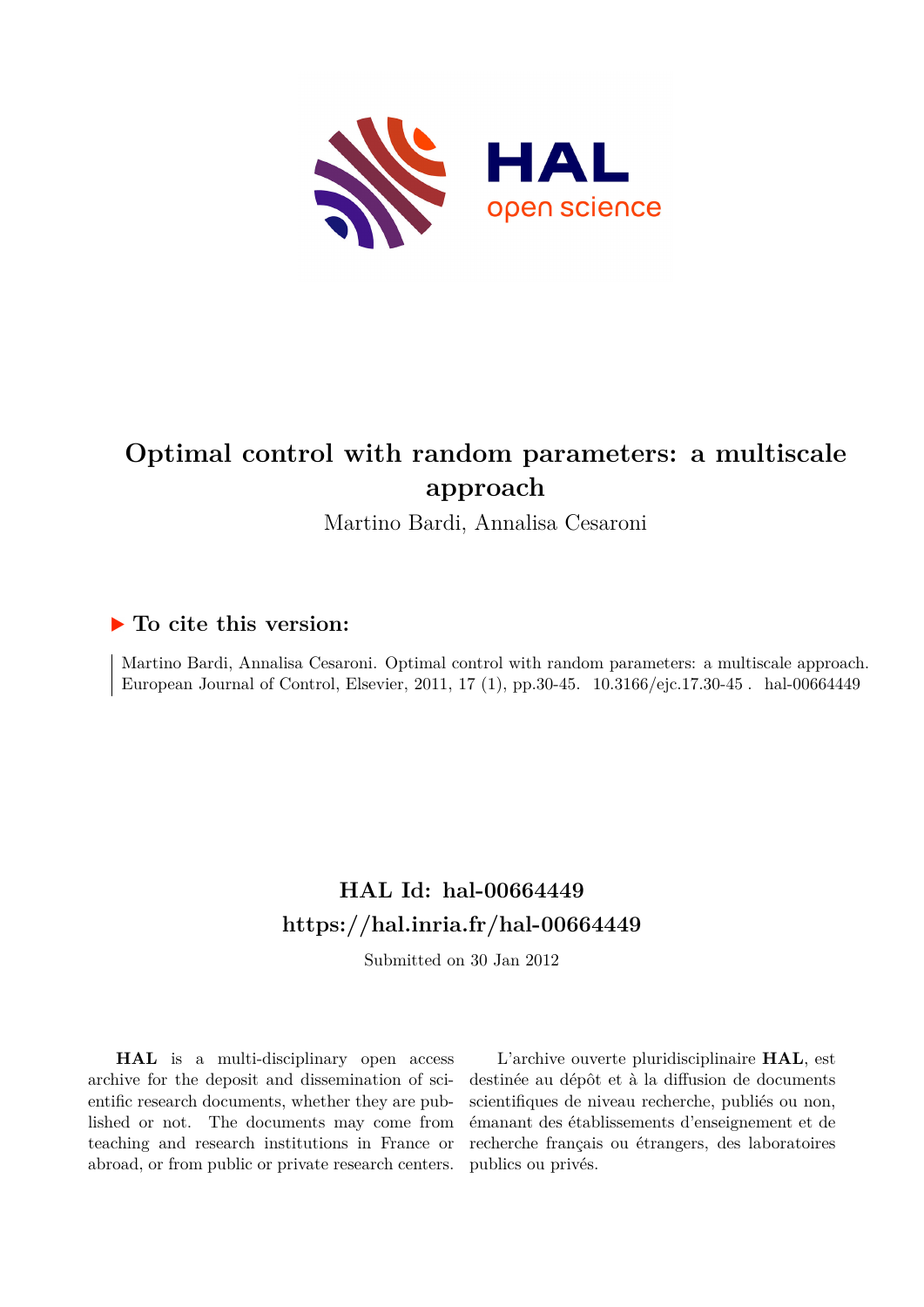# Optimal control with random parameters: a multiscale approach

Martino Bardi, Annalisa Cesaroni

## ▶ To cite this version:

Martino Bardi, Annalisa Cesaroni. Optimal control with random parameters: a multiscale approach. European Journal of Control, Elsevier, 2011, 17 (1), pp.30-45. 10.3166/ejc.17.30-45 . hal-00664449

## HAL Id: hal-00664449

## https://hal.inria.fr/hal-00664449

Submitted on 30 Jan 2012

**HAL** is a multi-disciplinary open access archive for the deposit and dissemination of scientific research documents, whether they are published or not. The documents may come from teaching and research institutions in France or abroad, or from public or private research centers.

L'archive ouverte pluridisciplinaire **HAL**, est destinée au dépôt et à la diffusion de documents scientifiques de niveau recherche, publiés ou non, émanant des établissements d'enseignement et de recherche français ou étrangers, des laboratoires publics ou privés.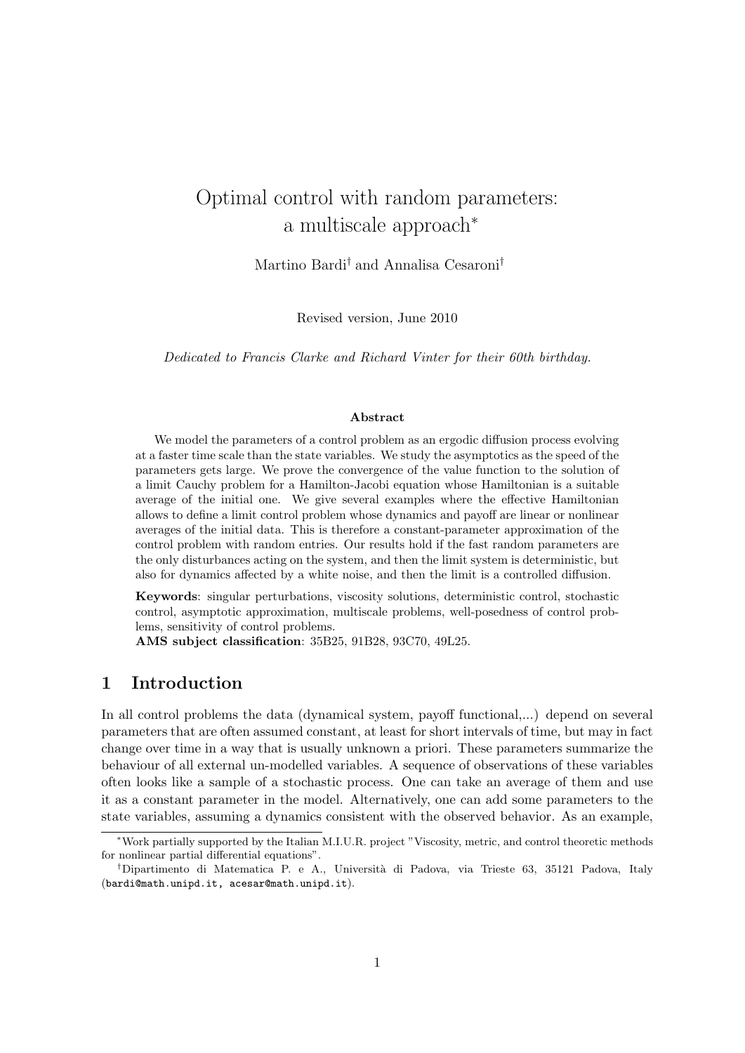# Optimal control with random parameters: a multiscale approach*

Martino Bardi[†] and Annalisa Cesaroni[†]

Revised version, June 2010

*Dedicated to Francis Clarke and Richard Vinter for their 60th birthday.*

### Abstract

We model the parameters of a control problem as an ergodic diffusion process evolving at a faster time scale than the state variables. We study the asymptotics as the speed of the parameters gets large. We prove the convergence of the value function to the solution of a limit Cauchy problem for a Hamilton-Jacobi equation whose Hamiltonian is a suitable average of the initial one. We give several examples where the effective Hamiltonian allows to define a limit control problem whose dynamics and payoff are linear or nonlinear averages of the initial data. This is therefore a constant-parameter approximation of the control problem with random entries. Our results hold if the fast random parameters are the only disturbances acting on the system, and then the limit system is deterministic, but also for dynamics affected by a white noise, and then the limit is a controlled diffusion.

**Keywords**: singular perturbations, viscosity solutions, deterministic control, stochastic control, asymptotic approximation, multiscale problems, well-posedness of control problems, sensitivity of control problems.

**AMS subject classification**: 35B25, 91B28, 93C70, 49L25.

## 1 Introduction

In all control problems the data (dynamical system, payoff functional,...) depend on several parameters that are often assumed constant, at least for short intervals of time, but may in fact change over time in a way that is usually unknown a priori. These parameters summarize the behaviour of all external un-modelled variables. A sequence of observations of these variables often looks like a sample of a stochastic process. One can take an average of them and use it as a constant parameter in the model. Alternatively, one can add some parameters to the state variables, assuming a dynamics consistent with the observed behavior. As an example,

---

*Work partially supported by the Italian M.I.U.R. project "Viscosity, metric, and control theoretic methods for nonlinear partial differential equations".

[†]Dipartimento di Matematica P. e A., Università di Padova, via Trieste 63, 35121 Padova, Italy (bardi@math.unipd.it, acesar@math.unipd.it).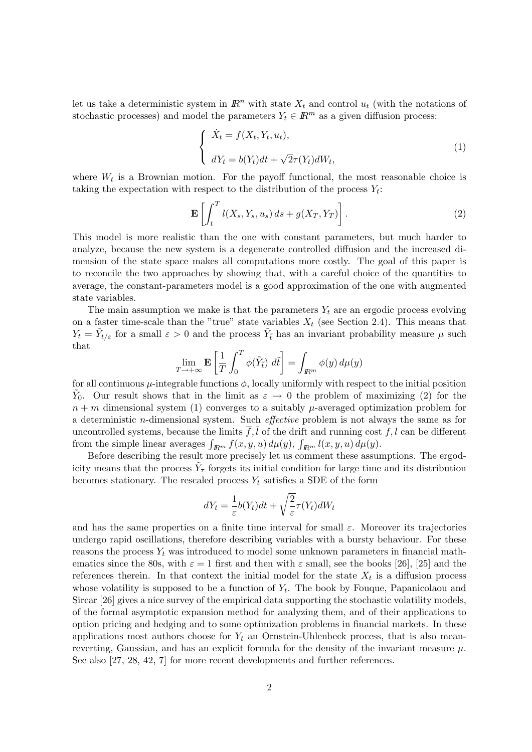let us take a deterministic system in $I\!\!R^n$ with state $X_t$ and control $u_t$ (with the notations of stochastic processes) and model the parameters $Y_t \in I\!\!R^m$ as a given diffusion process:

$$
\begin{cases} \dot{X}_t = f(X_t, Y_t, u_t), \\ dY_t = b(Y_t)dt + \sqrt{2}\tau(Y_t)dW_t, \end{cases} \tag{1}
$$

where $W_t$ is a Brownian motion. For the payoff functional, the most reasonable choice is taking the expectation with respect to the distribution of the process $Y_t$:

$$
\mathbf{E}\left[\int_t^T l(X_s, Y_s, u_s)\, ds + g(X_T, Y_T)\right]. \tag{2}
$$

This model is more realistic than the one with constant parameters, but much harder to analyze, because the new system is a degenerate controlled diffusion and the increased dimension of the state space makes all computations more costly. The goal of this paper is to reconcile the two approaches by showing that, with a careful choice of the quantities to average, the constant-parameters model is a good approximation of the one with augmented state variables.

The main assumption we make is that the parameters $Y_t$ are an ergodic process evolving on a faster time-scale than the "true" state variables $X_t$ (see Section 2.4). This means that $Y_t = \tilde{Y}_{t/\varepsilon}$ for a small $\varepsilon > 0$ and the process $\tilde{Y}_{\tilde{t}}$ has an invariant probability measure $\mu$ such that

$$
\lim_{T \to +\infty} \mathbf{E}\left[\frac{1}{T}\int_0^T \phi(\tilde{Y}_{\tilde{t}})\; d\tilde{t}\right] = \int_{I\!\!R^m} \phi(y)\, d\mu(y)
$$

for all continuous $\mu$-integrable functions $\phi$, locally uniformly with respect to the initial position $\tilde{Y}_0$. Our result shows that in the limit as $\varepsilon \to 0$ the problem of maximizing (2) for the $n+m$ dimensional system (1) converges to a suitably $\mu$-averaged optimization problem for a deterministic $n$-dimensional system. Such *effective* problem is not always the same as for uncontrolled systems, because the limits $\overline{f}, \overline{l}$ of the drift and running cost $f, l$ can be different from the simple linear averages $\int_{I\!\!R^m} f(x, y, u)\, d\mu(y)$, $\int_{I\!\!R^m} l(x, y, u)\, d\mu(y)$.

Before describing the result more precisely let us comment these assumptions. The ergodicity means that the process $\tilde{Y}_\tau$ forgets its initial condition for large time and its distribution becomes stationary. The rescaled process $Y_t$ satisfies a SDE of the form

$$
dY_t = \frac{1}{\varepsilon} b(Y_t)dt + \sqrt{\frac{2}{\varepsilon}}\tau(Y_t)dW_t
$$

and has the same properties on a finite time interval for small $\varepsilon$. Moreover its trajectories undergo rapid oscillations, therefore describing variables with a bursty behaviour. For these reasons the process $Y_t$ was introduced to model some unknown parameters in financial mathematics since the 80s, with $\varepsilon = 1$ first and then with $\varepsilon$ small, see the books [26], [25] and the references therein. In that context the initial model for the state $X_t$ is a diffusion process whose volatility is supposed to be a function of $Y_t$. The book by Fouque, Papanicolaou and Sircar [26] gives a nice survey of the empirical data supporting the stochastic volatility models, of the formal asymptotic expansion method for analyzing them, and of their applications to option pricing and hedging and to some optimization problems in financial markets. In these applications most authors choose for $Y_t$ an Ornstein-Uhlenbeck process, that is also mean-reverting, Gaussian, and has an explicit formula for the density of the invariant measure $\mu$. See also [27, 28, 42, 7] for more recent developments and further references.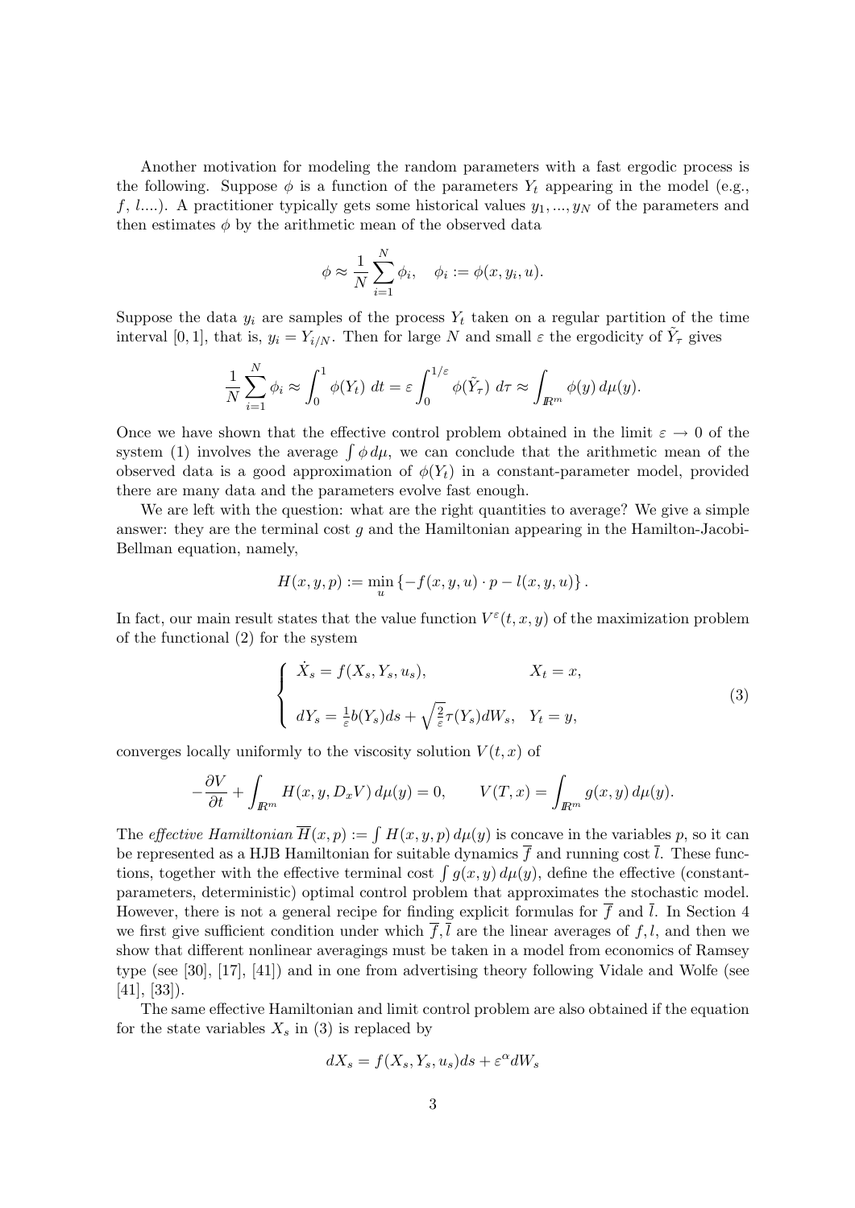Another motivation for modeling the random parameters with a fast ergodic process is the following. Suppose $\phi$ is a function of the parameters $Y_t$ appearing in the model (e.g., $f$, $l$....). A practitioner typically gets some historical values $y_1, ..., y_N$ of the parameters and then estimates $\phi$ by the arithmetic mean of the observed data

$$\phi \approx \frac{1}{N} \sum_{i=1}^{N} \phi_i, \quad \phi_i := \phi(x, y_i, u).$$

Suppose the data $y_i$ are samples of the process $Y_t$ taken on a regular partition of the time interval $[0, 1]$, that is, $y_i = Y_{i/N}$. Then for large $N$ and small $\varepsilon$ the ergodicity of $\tilde{Y}_\tau$ gives

$$\frac{1}{N} \sum_{i=1}^{N} \phi_i \approx \int_0^1 \phi(Y_t)\, dt = \varepsilon \int_0^{1/\varepsilon} \phi(\tilde{Y}_\tau)\, d\tau \approx \int_{\mathbb{R}^m} \phi(y)\, d\mu(y).$$

Once we have shown that the effective control problem obtained in the limit $\varepsilon \to 0$ of the system (1) involves the average $\int \phi\, d\mu$, we can conclude that the arithmetic mean of the observed data is a good approximation of $\phi(Y_t)$ in a constant-parameter model, provided there are many data and the parameters evolve fast enough.

We are left with the question: what are the right quantities to average? We give a simple answer: they are the terminal cost $g$ and the Hamiltonian appearing in the Hamilton-Jacobi-Bellman equation, namely,

$$H(x, y, p) := \min_u \left\{ -f(x, y, u) \cdot p - l(x, y, u) \right\}.$$

In fact, our main result states that the value function $V^\varepsilon(t, x, y)$ of the maximization problem of the functional (2) for the system

$$\begin{cases} \dot{X}_s = f(X_s, Y_s, u_s), & X_t = x, \\ dY_s = \frac{1}{\varepsilon} b(Y_s) ds + \sqrt{\frac{2}{\varepsilon}} \tau(Y_s) dW_s, & Y_t = y, \end{cases} \tag{3}$$

converges locally uniformly to the viscosity solution $V(t, x)$ of

$$-\frac{\partial V}{\partial t} + \int_{\mathbb{R}^m} H(x, y, D_x V)\, d\mu(y) = 0, \qquad V(T, x) = \int_{\mathbb{R}^m} g(x, y)\, d\mu(y).$$

The *effective Hamiltonian* $\overline{H}(x, p) := \int H(x, y, p)\, d\mu(y)$ is concave in the variables $p$, so it can be represented as a HJB Hamiltonian for suitable dynamics $\overline{f}$ and running cost $\overline{l}$. These functions, together with the effective terminal cost $\int g(x, y)\, d\mu(y)$, define the effective (constant-parameters, deterministic) optimal control problem that approximates the stochastic model. However, there is not a general recipe for finding explicit formulas for $\overline{f}$ and $\overline{l}$. In Section 4 we first give sufficient condition under which $\overline{f}, \overline{l}$ are the linear averages of $f, l$, and then we show that different nonlinear averagings must be taken in a model from economics of Ramsey type (see [30], [17], [41]) and in one from advertising theory following Vidale and Wolfe (see [41], [33]).

The same effective Hamiltonian and limit control problem are also obtained if the equation for the state variables $X_s$ in (3) is replaced by

$$dX_s = f(X_s, Y_s, u_s) ds + \varepsilon^\alpha dW_s$$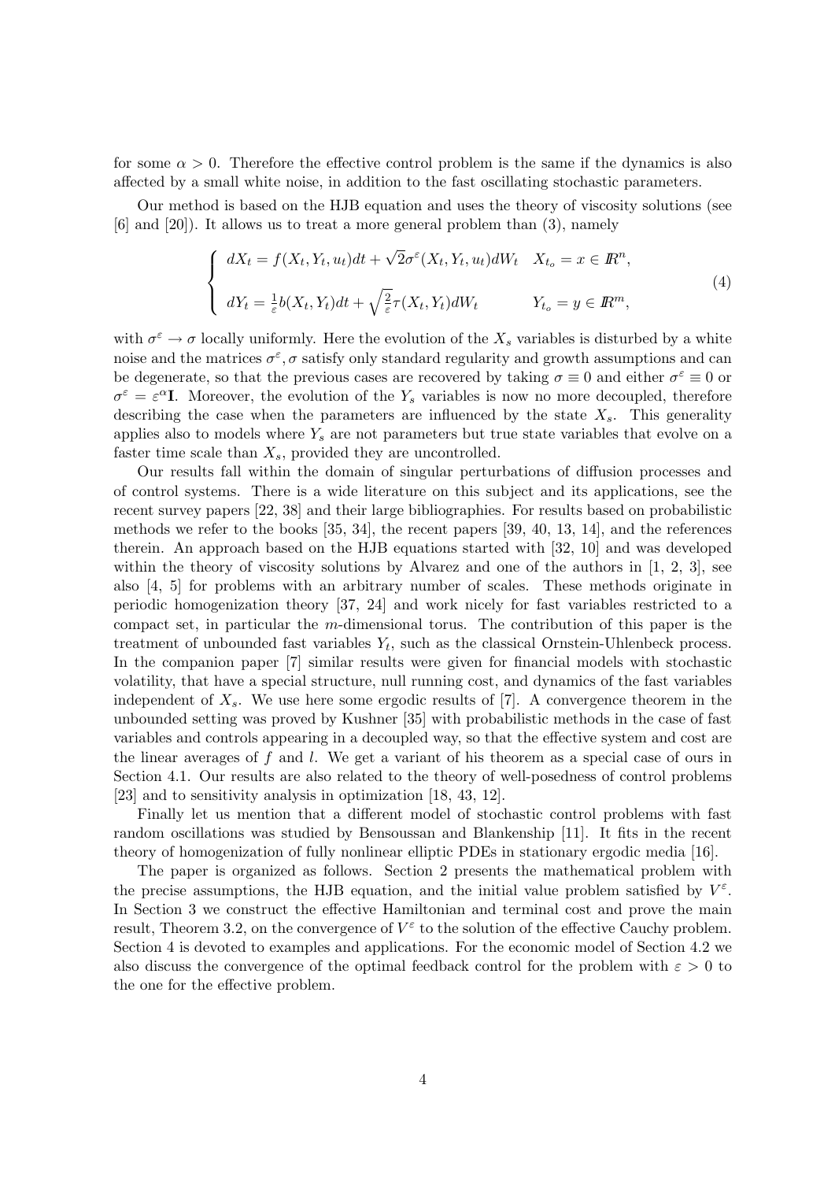for some $\alpha > 0$. Therefore the effective control problem is the same if the dynamics is also affected by a small white noise, in addition to the fast oscillating stochastic parameters.

Our method is based on the HJB equation and uses the theory of viscosity solutions (see [6] and [20]). It allows us to treat a more general problem than (3), namely

$$
\begin{cases}
dX_t = f(X_t, Y_t, u_t)dt + \sqrt{2}\sigma^\varepsilon(X_t, Y_t, u_t)dW_t & X_{t_o} = x \in \mathbb{R}^n, \\[2ex]
dY_t = \frac{1}{\varepsilon} b(X_t, Y_t)dt + \sqrt{\frac{2}{\varepsilon}}\tau(X_t, Y_t)dW_t & Y_{t_o} = y \in \mathbb{R}^m,
\end{cases}
\tag{4}
$$

with $\sigma^\varepsilon \to \sigma$ locally uniformly. Here the evolution of the $X_s$ variables is disturbed by a white noise and the matrices $\sigma^\varepsilon, \sigma$ satisfy only standard regularity and growth assumptions and can be degenerate, so that the previous cases are recovered by taking $\sigma \equiv 0$ and either $\sigma^\varepsilon \equiv 0$ or $\sigma^\varepsilon = \varepsilon^\alpha \mathbf{I}$. Moreover, the evolution of the $Y_s$ variables is now no more decoupled, therefore describing the case when the parameters are influenced by the state $X_s$. This generality applies also to models where $Y_s$ are not parameters but true state variables that evolve on a faster time scale than $X_s$, provided they are uncontrolled.

Our results fall within the domain of singular perturbations of diffusion processes and of control systems. There is a wide literature on this subject and its applications, see the recent survey papers [22, 38] and their large bibliographies. For results based on probabilistic methods we refer to the books [35, 34], the recent papers [39, 40, 13, 14], and the references therein. An approach based on the HJB equations started with [32, 10] and was developed within the theory of viscosity solutions by Alvarez and one of the authors in [1, 2, 3], see also [4, 5] for problems with an arbitrary number of scales. These methods originate in periodic homogenization theory [37, 24] and work nicely for fast variables restricted to a compact set, in particular the $m$-dimensional torus. The contribution of this paper is the treatment of unbounded fast variables $Y_t$, such as the classical Ornstein-Uhlenbeck process. In the companion paper [7] similar results were given for financial models with stochastic volatility, that have a special structure, null running cost, and dynamics of the fast variables independent of $X_s$. We use here some ergodic results of [7]. A convergence theorem in the unbounded setting was proved by Kushner [35] with probabilistic methods in the case of fast variables and controls appearing in a decoupled way, so that the effective system and cost are the linear averages of $f$ and $l$. We get a variant of his theorem as a special case of ours in Section 4.1. Our results are also related to the theory of well-posedness of control problems [23] and to sensitivity analysis in optimization [18, 43, 12].

Finally let us mention that a different model of stochastic control problems with fast random oscillations was studied by Bensoussan and Blankenship [11]. It fits in the recent theory of homogenization of fully nonlinear elliptic PDEs in stationary ergodic media [16].

The paper is organized as follows. Section 2 presents the mathematical problem with the precise assumptions, the HJB equation, and the initial value problem satisfied by $V^\varepsilon$. In Section 3 we construct the effective Hamiltonian and terminal cost and prove the main result, Theorem 3.2, on the convergence of $V^\varepsilon$ to the solution of the effective Cauchy problem. Section 4 is devoted to examples and applications. For the economic model of Section 4.2 we also discuss the convergence of the optimal feedback control for the problem with $\varepsilon > 0$ to the one for the effective problem.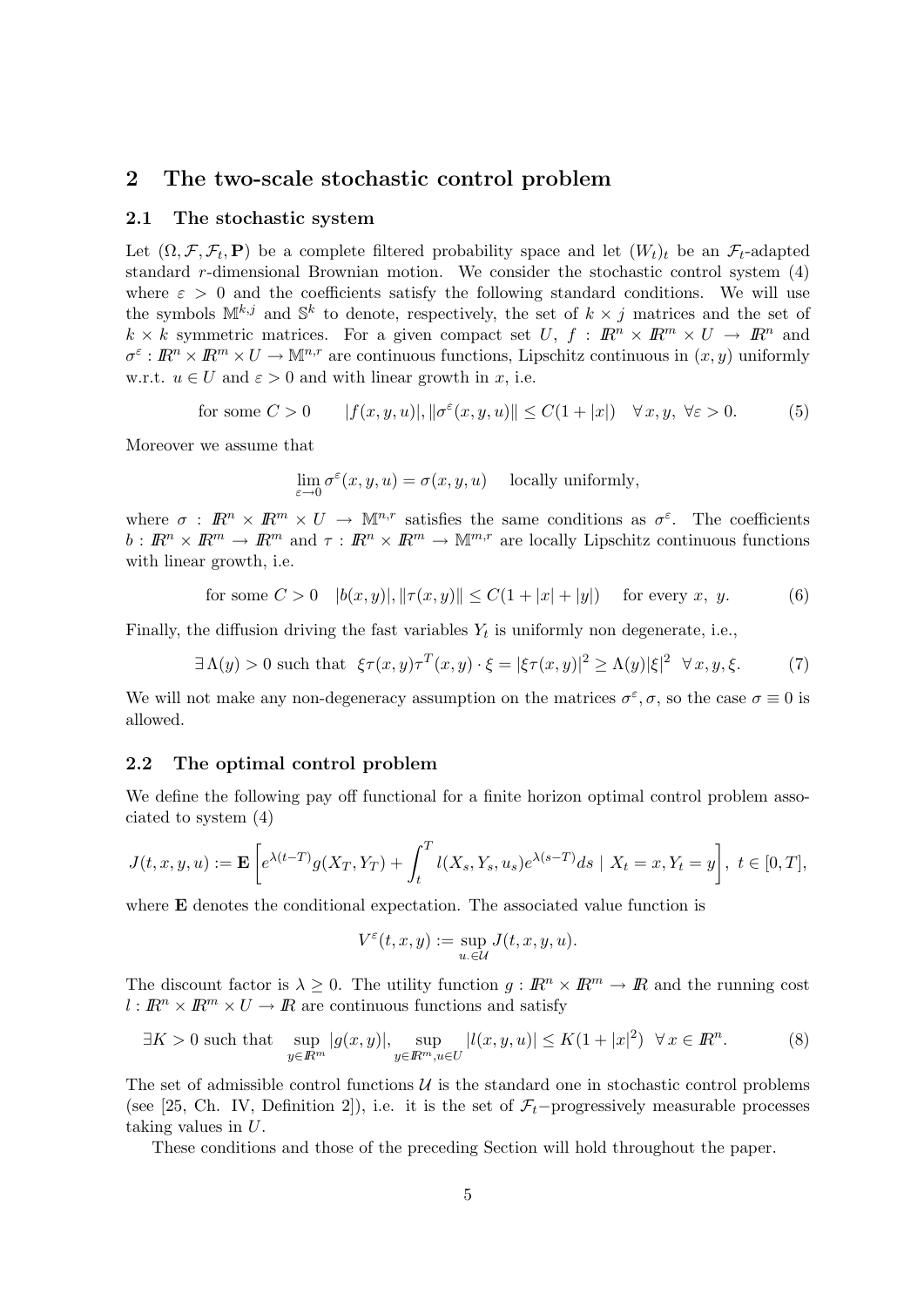## 2 The two-scale stochastic control problem

### 2.1 The stochastic system

Let $(\Omega, \mathcal{F}, \mathcal{F}_t, \mathbf{P})$ be a complete filtered probability space and let $(W_t)_t$ be an $\mathcal{F}_t$-adapted standard $r$-dimensional Brownian motion. We consider the stochastic control system (4) where $\varepsilon > 0$ and the coefficients satisfy the following standard conditions. We will use the symbols $\mathbb{M}^{k,j}$ and $\mathbb{S}^k$ to denote, respectively, the set of $k \times j$ matrices and the set of $k \times k$ symmetric matrices. For a given compact set $U$, $f : I\!R^n \times I\!R^m \times U \to I\!R^n$ and $\sigma^\varepsilon : I\!R^n \times I\!R^m \times U \to \mathbb{M}^{n,r}$ are continuous functions, Lipschitz continuous in $(x, y)$ uniformly w.r.t. $u \in U$ and $\varepsilon > 0$ and with linear growth in $x$, i.e.

$$
\text{for some } C > 0 \qquad |f(x, y, u)|, \|\sigma^\varepsilon(x, y, u)\| \leq C(1 + |x|) \quad \forall\, x, y, \ \forall \varepsilon > 0. \tag{5}
$$

Moreover we assume that

$$
\lim_{\varepsilon \to 0} \sigma^\varepsilon(x, y, u) = \sigma(x, y, u) \quad \text{locally uniformly,}
$$

where $\sigma : I\!R^n \times I\!R^m \times U \to \mathbb{M}^{n,r}$ satisfies the same conditions as $\sigma^\varepsilon$. The coefficients $b : I\!R^n \times I\!R^m \to I\!R^m$ and $\tau : I\!R^n \times I\!R^m \to \mathbb{M}^{m,r}$ are locally Lipschitz continuous functions with linear growth, i.e.

$$
\text{for some } C > 0 \quad |b(x, y)|, \|\tau(x, y)\| \leq C(1 + |x| + |y|) \quad \text{for every } x, \ y. \tag{6}
$$

Finally, the diffusion driving the fast variables $Y_t$ is uniformly non degenerate, i.e.,

$$
\exists\, \Lambda(y) > 0 \text{ such that } \ \xi\tau(x, y)\tau^T(x, y) \cdot \xi = |\xi\tau(x, y)|^2 \geq \Lambda(y)|\xi|^2 \ \ \forall\, x, y, \xi. \tag{7}
$$

We will not make any non-degeneracy assumption on the matrices $\sigma^\varepsilon, \sigma$, so the case $\sigma \equiv 0$ is allowed.

### 2.2 The optimal control problem

We define the following pay off functional for a finite horizon optimal control problem associated to system (4)

$$
J(t, x, y, u) := \mathbf{E}\left[ e^{\lambda(t-T)} g(X_T, Y_T) + \int_t^T l(X_s, Y_s, u_s) e^{\lambda(s-T)} ds \mid X_t = x, Y_t = y \right], \ t \in [0, T],
$$

where $\mathbf{E}$ denotes the conditional expectation. The associated value function is

$$
V^\varepsilon(t, x, y) := \sup_{u.\in \mathcal{U}} J(t, x, y, u).
$$

The discount factor is $\lambda \geq 0$. The utility function $g : I\!R^n \times I\!R^m \to I\!R$ and the running cost $l : I\!R^n \times I\!R^m \times U \to I\!R$ are continuous functions and satisfy

$$
\exists K > 0 \text{ such that } \ \sup_{y \in I\!R^m} |g(x, y)|, \ \sup_{y \in I\!R^m, u \in U} |l(x, y, u)| \leq K(1 + |x|^2) \ \ \forall\, x \in I\!R^n. \tag{8}
$$

The set of admissible control functions $\mathcal{U}$ is the standard one in stochastic control problems (see [25, Ch. IV, Definition 2]), i.e. it is the set of $\mathcal{F}_t$−progressively measurable processes taking values in $U$.

These conditions and those of the preceding Section will hold throughout the paper.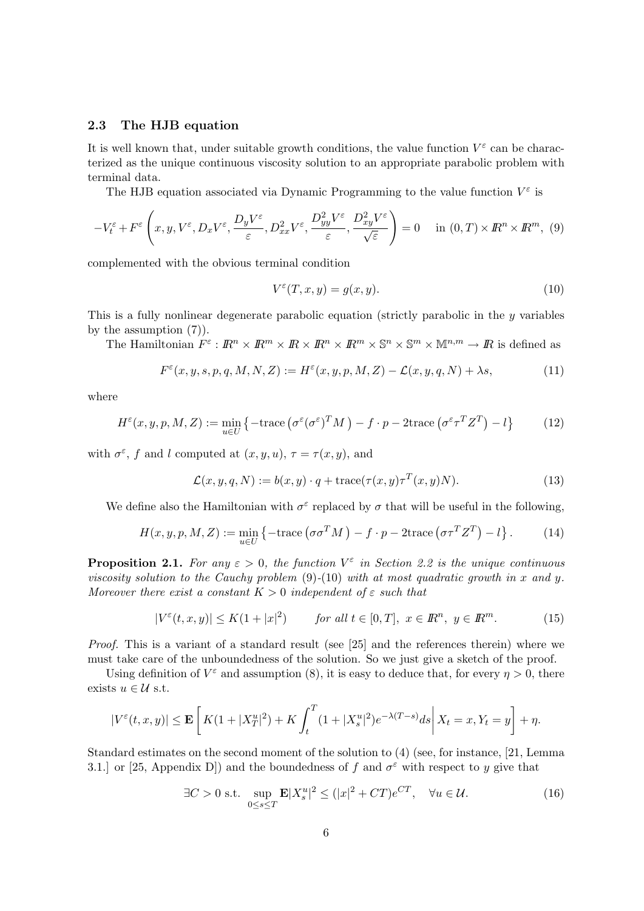### 2.3 The HJB equation

It is well known that, under suitable growth conditions, the value function $V^\varepsilon$ can be characterized as the unique continuous viscosity solution to an appropriate parabolic problem with terminal data.

The HJB equation associated via Dynamic Programming to the value function $V^\varepsilon$ is

$$-V^\varepsilon_t + F^\varepsilon\left(x, y, V^\varepsilon, D_x V^\varepsilon, \frac{D_y V^\varepsilon}{\varepsilon}, D^2_{xx} V^\varepsilon, \frac{D^2_{yy} V^\varepsilon}{\varepsilon}, \frac{D^2_{xy} V^\varepsilon}{\sqrt{\varepsilon}}\right) = 0 \quad \text{in } (0,T)\times I\!R^n \times I\!R^m, \tag{9}$$

complemented with the obvious terminal condition

$$V^\varepsilon(T, x, y) = g(x, y). \tag{10}$$

This is a fully nonlinear degenerate parabolic equation (strictly parabolic in the $y$ variables by the assumption (7)).

The Hamiltonian $F^\varepsilon : I\!R^n \times I\!R^m \times I\!R \times I\!R^n \times I\!R^m \times \mathbb{S}^n \times \mathbb{S}^m \times \mathbb{M}^{n,m} \to I\!R$ is defined as

$$F^\varepsilon(x, y, s, p, q, M, N, Z) := H^\varepsilon(x, y, p, M, Z) - \mathcal{L}(x, y, q, N) + \lambda s, \tag{11}$$

where

$$H^\varepsilon(x, y, p, M, Z) := \min_{u\in U}\left\{-\text{trace}\left(\sigma^\varepsilon(\sigma^\varepsilon)^T M\right) - f\cdot p - 2\text{trace}\left(\sigma^\varepsilon \tau^T Z^T\right) - l\right\} \tag{12}$$

with $\sigma^\varepsilon$, $f$ and $l$ computed at $(x, y, u)$, $\tau = \tau(x, y)$, and

$$\mathcal{L}(x, y, q, N) := b(x, y)\cdot q + \text{trace}(\tau(x, y)\tau^T(x, y) N). \tag{13}$$

We define also the Hamiltonian with $\sigma^\varepsilon$ replaced by $\sigma$ that will be useful in the following,

$$H(x, y, p, M, Z) := \min_{u\in U}\left\{-\text{trace}\left(\sigma\sigma^T M\right) - f\cdot p - 2\text{trace}\left(\sigma\tau^T Z^T\right) - l\right\}. \tag{14}$$

**Proposition 2.1.** *For any $\varepsilon > 0$, the function $V^\varepsilon$ in Section 2.2 is the unique continuous viscosity solution to the Cauchy problem* (9)-(10) *with at most quadratic growth in $x$ and $y$. Moreover there exist a constant $K > 0$ independent of $\varepsilon$ such that*

$$|V^\varepsilon(t, x, y)| \le K(1 + |x|^2) \qquad \textit{for all } t\in[0,T],\ x\in I\!R^n,\ y\in I\!R^m. \tag{15}$$

*Proof.* This is a variant of a standard result (see [25] and the references therein) where we must take care of the unboundedness of the solution. So we just give a sketch of the proof.

Using definition of $V^\varepsilon$ and assumption (8), it is easy to deduce that, for every $\eta > 0$, there exists $u \in \mathcal{U}$ s.t.

$$|V^\varepsilon(t, x, y)| \le \mathbf{E}\left[K(1 + |X^u_T|^2) + K\int_t^T (1 + |X^u_s|^2)e^{-\lambda(T-s)}ds \,\middle|\, X_t = x, Y_t = y\right] + \eta.$$

Standard estimates on the second moment of the solution to (4) (see, for instance, [21, Lemma 3.1.] or [25, Appendix D]) and the boundedness of $f$ and $\sigma^\varepsilon$ with respect to $y$ give that

$$\exists C > 0 \text{ s.t. } \sup_{0\le s\le T}\mathbf{E}|X^u_s|^2 \le (|x|^2 + CT)e^{CT}, \quad \forall u\in\mathcal{U}. \tag{16}$$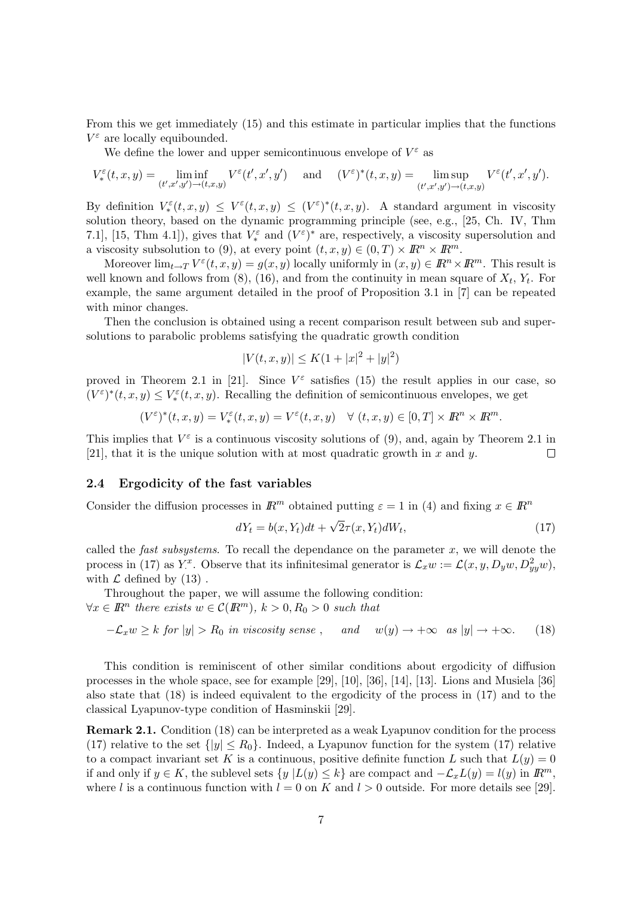From this we get immediately (15) and this estimate in particular implies that the functions $V^\varepsilon$ are locally equibounded.

We define the lower and upper semicontinuous envelope of $V^\varepsilon$ as

$$V^\varepsilon_*(t,x,y) = \liminf_{(t',x',y')\to(t,x,y)} V^\varepsilon(t',x',y') \quad \text{and} \quad (V^\varepsilon)^*(t,x,y) = \limsup_{(t',x',y')\to(t,x,y)} V^\varepsilon(t',x',y').$$

By definition $V^\varepsilon_*(t,x,y) \le V^\varepsilon(t,x,y) \le (V^\varepsilon)^*(t,x,y)$. A standard argument in viscosity solution theory, based on the dynamic programming principle (see, e.g., [25, Ch. IV, Thm 7.1], [15, Thm 4.1]), gives that $V^\varepsilon_*$ and $(V^\varepsilon)^*$ are, respectively, a viscosity supersolution and a viscosity subsolution to (9), at every point $(t,x,y) \in (0,T)\times \mathbb{R}^n \times \mathbb{R}^m$.

Moreover $\lim_{t\to T} V^\varepsilon(t,x,y) = g(x,y)$ locally uniformly in $(x,y) \in \mathbb{R}^n \times \mathbb{R}^m$. This result is well known and follows from (8), (16), and from the continuity in mean square of $X_t$, $Y_t$. For example, the same argument detailed in the proof of Proposition 3.1 in [7] can be repeated with minor changes.

Then the conclusion is obtained using a recent comparison result between sub and supersolutions to parabolic problems satisfying the quadratic growth condition

$$|V(t,x,y)| \le K(1+|x|^2+|y|^2)$$

proved in Theorem 2.1 in [21]. Since $V^\varepsilon$ satisfies (15) the result applies in our case, so $(V^\varepsilon)^*(t,x,y) \le V^\varepsilon_*(t,x,y)$. Recalling the definition of semicontinuous envelopes, we get

$$(V^\varepsilon)^*(t,x,y) = V^\varepsilon_*(t,x,y) = V^\varepsilon(t,x,y) \quad \forall\ (t,x,y) \in [0,T]\times \mathbb{R}^n \times \mathbb{R}^m.$$

This implies that $V^\varepsilon$ is a continuous viscosity solutions of (9), and, again by Theorem 2.1 in [21], that it is the unique solution with at most quadratic growth in $x$ and $y$. □

### 2.4 Ergodicity of the fast variables

Consider the diffusion processes in $\mathbb{R}^m$ obtained putting $\varepsilon = 1$ in (4) and fixing $x \in \mathbb{R}^n$

$$dY_t = b(x,Y_t)dt + \sqrt{2}\tau(x,Y_t)dW_t, \tag{17}$$

called the *fast subsystems*. To recall the dependance on the parameter $x$, we will denote the process in (17) as $Y^x_\cdot$. Observe that its infinitesimal generator is $\mathcal{L}_x w := \mathcal{L}(x,y,D_y w, D^2_{yy} w)$, with $\mathcal{L}$ defined by (13) .

Throughout the paper, we will assume the following condition:
$\forall x \in \mathbb{R}^n$ *there exists* $w \in \mathcal{C}(\mathbb{R}^m)$, $k>0, R_0>0$ *such that*

$$-\mathcal{L}_x w \ge k \text{ for } |y| > R_0 \text{ in viscosity sense}, \qquad \text{and} \qquad w(y) \to +\infty \quad \text{as } |y| \to +\infty. \tag{18}$$

This condition is reminiscent of other similar conditions about ergodicity of diffusion processes in the whole space, see for example [29], [10], [36], [14], [13]. Lions and Musiela [36] also state that (18) is indeed equivalent to the ergodicity of the process in (17) and to the classical Lyapunov-type condition of Hasminskii [29].

**Remark 2.1.** Condition (18) can be interpreted as a weak Lyapunov condition for the process (17) relative to the set $\{|y| \le R_0\}$. Indeed, a Lyapunov function for the system (17) relative to a compact invariant set $K$ is a continuous, positive definite function $L$ such that $L(y) = 0$ if and only if $y \in K$, the sublevel sets $\{y \mid L(y) \le k\}$ are compact and $-\mathcal{L}_x L(y) = l(y)$ in $\mathbb{R}^m$, where $l$ is a continuous function with $l = 0$ on $K$ and $l > 0$ outside. For more details see [29].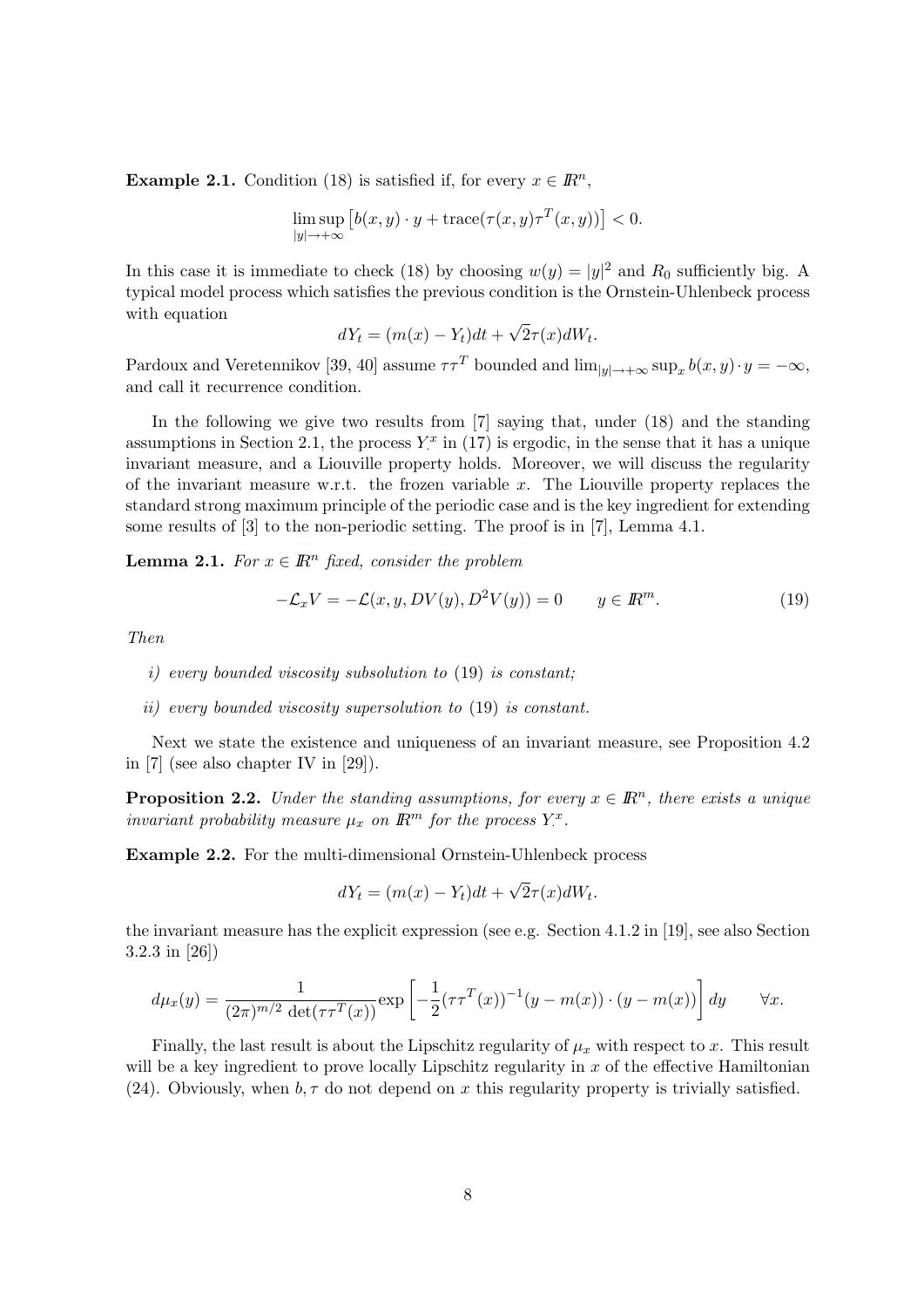**Example 2.1.** Condition (18) is satisfied if, for every $x \in I\!R^n$,

$$\limsup_{|y|\to+\infty} \left[b(x,y)\cdot y + \mathrm{trace}(\tau(x,y)\tau^T(x,y))\right] < 0.$$

In this case it is immediate to check (18) by choosing $w(y) = |y|^2$ and $R_0$ sufficiently big. A typical model process which satisfies the previous condition is the Ornstein-Uhlenbeck process with equation

$$dY_t = (m(x) - Y_t)dt + \sqrt{2}\tau(x)dW_t.$$

Pardoux and Veretennikov [39, 40] assume $\tau\tau^T$ bounded and $\lim_{|y|\to+\infty}\sup_x b(x,y)\cdot y = -\infty$, and call it recurrence condition.

In the following we give two results from [7] saying that, under (18) and the standing assumptions in Section 2.1, the process $Y^x_\cdot$ in (17) is ergodic, in the sense that it has a unique invariant measure, and a Liouville property holds. Moreover, we will discuss the regularity of the invariant measure w.r.t. the frozen variable $x$. The Liouville property replaces the standard strong maximum principle of the periodic case and is the key ingredient for extending some results of [3] to the non-periodic setting. The proof is in [7], Lemma 4.1.

**Lemma 2.1.** *For $x \in I\!R^n$ fixed, consider the problem*

$$-\mathcal{L}_x V = -\mathcal{L}(x, y, DV(y), D^2V(y)) = 0 \qquad y \in I\!R^m. \tag{19}$$

*Then*

- *i) every bounded viscosity subsolution to* (19) *is constant;*
- *ii) every bounded viscosity supersolution to* (19) *is constant.*

Next we state the existence and uniqueness of an invariant measure, see Proposition 4.2 in [7] (see also chapter IV in [29]).

**Proposition 2.2.** *Under the standing assumptions, for every $x \in I\!R^n$, there exists a unique invariant probability measure $\mu_x$ on $I\!R^m$ for the process $Y^x_\cdot$.*

**Example 2.2.** For the multi-dimensional Ornstein-Uhlenbeck process

$$dY_t = (m(x) - Y_t)dt + \sqrt{2}\tau(x)dW_t.$$

the invariant measure has the explicit expression (see e.g. Section 4.1.2 in [19], see also Section 3.2.3 in [26])

$$d\mu_x(y) = \frac{1}{(2\pi)^{m/2}\,\det(\tau\tau^T(x))}\exp\left[-\frac{1}{2}(\tau\tau^T(x))^{-1}(y - m(x))\cdot(y - m(x))\right]dy \qquad \forall x.$$

Finally, the last result is about the Lipschitz regularity of $\mu_x$ with respect to $x$. This result will be a key ingredient to prove locally Lipschitz regularity in $x$ of the effective Hamiltonian (24). Obviously, when $b, \tau$ do not depend on $x$ this regularity property is trivially satisfied.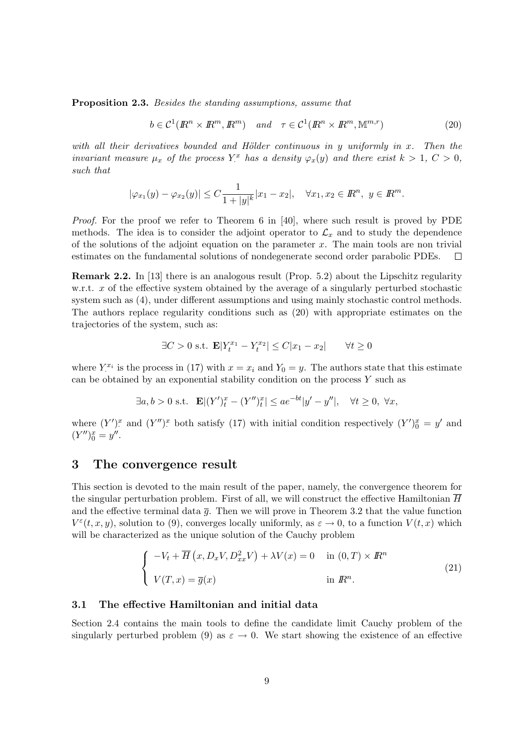**Proposition 2.3.** *Besides the standing assumptions, assume that*

$$b \in \mathcal{C}^1(\mathbb{R}^n \times \mathbb{R}^m, \mathbb{R}^m) \quad \text{and} \quad \tau \in \mathcal{C}^1(\mathbb{R}^n \times \mathbb{R}^m, \mathbb{M}^{m,r}) \tag{20}$$

*with all their derivatives bounded and Hölder continuous in $y$ uniformly in $x$. Then the invariant measure $\mu_x$ of the process $Y^x_\cdot$ has a density $\varphi_x(y)$ and there exist $k > 1$, $C > 0$, such that*

$$|\varphi_{x_1}(y) - \varphi_{x_2}(y)| \leq C \frac{1}{1 + |y|^k} |x_1 - x_2|, \quad \forall x_1, x_2 \in \mathbb{R}^n, \ y \in \mathbb{R}^m.$$

*Proof.* For the proof we refer to Theorem 6 in [40], where such result is proved by PDE methods. The idea is to consider the adjoint operator to $\mathcal{L}_x$ and to study the dependence of the solutions of the adjoint equation on the parameter $x$. The main tools are non trivial estimates on the fundamental solutions of nondegenerate second order parabolic PDEs. $\square$

**Remark 2.2.** In [13] there is an analogous result (Prop. 5.2) about the Lipschitz regularity w.r.t. $x$ of the effective system obtained by the average of a singularly perturbed stochastic system such as (4), under different assumptions and using mainly stochastic control methods. The authors replace regularity conditions such as (20) with appropriate estimates on the trajectories of the system, such as:

$$\exists C > 0 \text{ s.t. } \mathbf{E}|Y^{x_1}_t - Y^{x_2}_t| \leq C|x_1 - x_2| \qquad \forall t \geq 0$$

where $Y^{x_i}_\cdot$ is the process in (17) with $x = x_i$ and $Y_0 = y$. The authors state that this estimate can be obtained by an exponential stability condition on the process $Y$ such as

$$\exists a, b > 0 \text{ s.t. } \mathbf{E}|(Y')^x_t - (Y'')^x_t| \leq ae^{-bt}|y' - y''|, \quad \forall t \geq 0, \ \forall x,$$

where $(Y')^x_\cdot$ and $(Y'')^x_\cdot$ both satisfy (17) with initial condition respectively $(Y')^x_0 = y'$ and $(Y'')^x_0 = y''$.

# 3 The convergence result

This section is devoted to the main result of the paper, namely, the convergence theorem for the singular perturbation problem. First of all, we will construct the effective Hamiltonian $\overline{H}$ and the effective terminal data $\overline{g}$. Then we will prove in Theorem 3.2 that the value function $V^\varepsilon(t, x, y)$, solution to (9), converges locally uniformly, as $\varepsilon \to 0$, to a function $V(t, x)$ which will be characterized as the unique solution of the Cauchy problem

$$\begin{cases} -V_t + \overline{H}\left(x, D_x V, D^2_{xx} V\right) + \lambda V(x) = 0 & \text{in } (0, T) \times \mathbb{R}^n \\ V(T, x) = \overline{g}(x) & \text{in } \mathbb{R}^n. \end{cases} \tag{21}$$

## 3.1 The effective Hamiltonian and initial data

Section 2.4 contains the main tools to define the candidate limit Cauchy problem of the singularly perturbed problem (9) as $\varepsilon \to 0$. We start showing the existence of an effective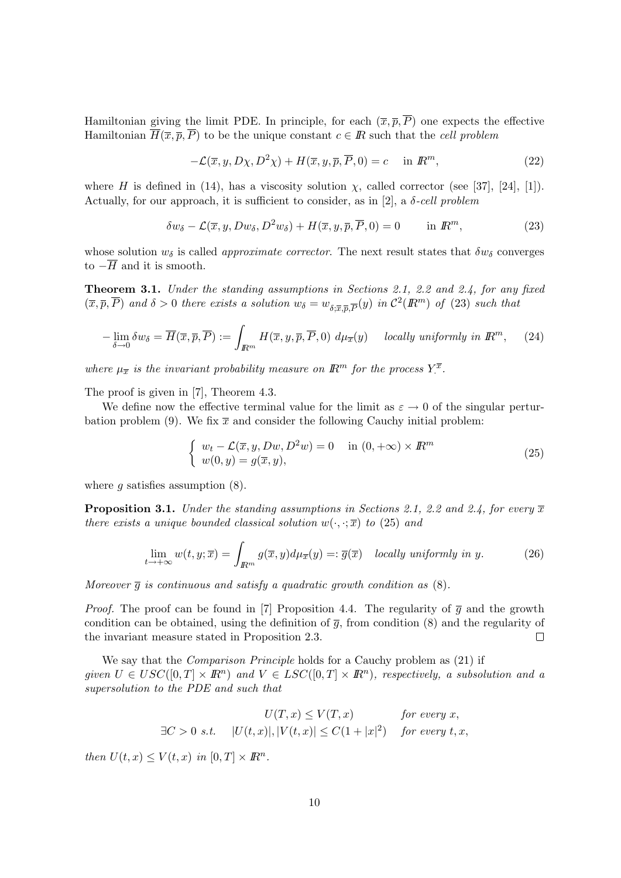Hamiltonian giving the limit PDE. In principle, for each $(\overline{x}, \overline{p}, \overline{P})$ one expects the effective Hamiltonian $\overline{H}(\overline{x}, \overline{p}, \overline{P})$ to be the unique constant $c \in \mathbb{R}$ such that the *cell problem*

$$-\mathcal{L}(\overline{x}, y, D\chi, D^2\chi) + H(\overline{x}, y, \overline{p}, \overline{P}, 0) = c \quad \text{in } \mathbb{R}^m, \tag{22}$$

where $H$ is defined in (14), has a viscosity solution $\chi$, called corrector (see [37], [24], [1]). Actually, for our approach, it is sufficient to consider, as in [2], a $\delta$*-cell problem*

$$\delta w_\delta - \mathcal{L}(\overline{x}, y, Dw_\delta, D^2 w_\delta) + H(\overline{x}, y, \overline{p}, \overline{P}, 0) = 0 \qquad \text{in } \mathbb{R}^m, \tag{23}$$

whose solution $w_\delta$ is called *approximate corrector*. The next result states that $\delta w_\delta$ converges to $-\overline{H}$ and it is smooth.

**Theorem 3.1.** *Under the standing assumptions in Sections 2.1, 2.2 and 2.4, for any fixed $(\overline{x}, \overline{p}, \overline{P})$ and $\delta > 0$ there exists a solution $w_\delta = w_{\delta;\overline{x},\overline{p},\overline{P}}(y)$ in $\mathcal{C}^2(\mathbb{R}^m)$ of (23) such that*

$$-\lim_{\delta \to 0} \delta w_\delta = \overline{H}(\overline{x}, \overline{p}, \overline{P}) := \int_{\mathbb{R}^m} H(\overline{x}, y, \overline{p}, \overline{P}, 0)\, d\mu_{\overline{x}}(y) \quad \textit{locally uniformly in } \mathbb{R}^m, \tag{24}$$

*where $\mu_{\overline{x}}$ is the invariant probability measure on $\mathbb{R}^m$ for the process $Y^{\overline{x}}_{\cdot}$.*

The proof is given in [7], Theorem 4.3.

We define now the effective terminal value for the limit as $\varepsilon \to 0$ of the singular perturbation problem (9). We fix $\overline{x}$ and consider the following Cauchy initial problem:

$$\begin{cases} w_t - \mathcal{L}(\overline{x}, y, Dw, D^2 w) = 0 \quad \text{in } (0, +\infty) \times \mathbb{R}^m \\ w(0, y) = g(\overline{x}, y), \end{cases} \tag{25}$$

where $g$ satisfies assumption (8).

**Proposition 3.1.** *Under the standing assumptions in Sections 2.1, 2.2 and 2.4, for every $\overline{x}$ there exists a unique bounded classical solution $w(\cdot, \cdot; \overline{x})$ to (25) and*

$$\lim_{t \to +\infty} w(t, y; \overline{x}) = \int_{\mathbb{R}^m} g(\overline{x}, y) d\mu_{\overline{x}}(y) =: \overline{g}(\overline{x}) \quad \textit{locally uniformly in } y. \tag{26}$$

*Moreover $\overline{g}$ is continuous and satisfy a quadratic growth condition as (8).*

*Proof.* The proof can be found in [7] Proposition 4.4. The regularity of $\overline{g}$ and the growth condition can be obtained, using the definition of $\overline{g}$, from condition (8) and the regularity of the invariant measure stated in Proposition 2.3. $\square$

We say that the *Comparison Principle* holds for a Cauchy problem as (21) if *given $U \in USC([0, T] \times \mathbb{R}^n)$ and $V \in LSC([0, T] \times \mathbb{R}^n)$, respectively, a subsolution and a supersolution to the PDE and such that*

$$\begin{aligned} & U(T, x) \le V(T, x) & & \textit{for every } x, \\ \exists C > 0 \ \textit{s.t.} \quad & |U(t, x)|, |V(t, x)| \le C(1 + |x|^2) & & \textit{for every } t, x, \end{aligned}$$

*then $U(t, x) \le V(t, x)$ in $[0, T] \times \mathbb{R}^n$.*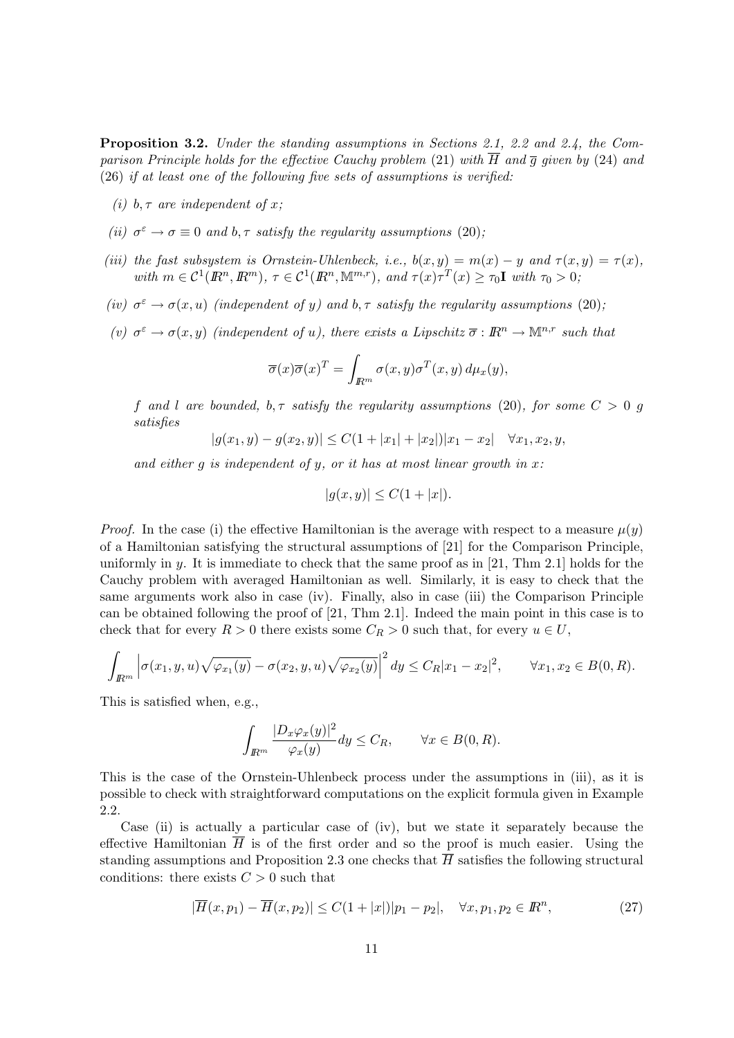**Proposition 3.2.** *Under the standing assumptions in Sections 2.1, 2.2 and 2.4, the Comparison Principle holds for the effective Cauchy problem* (21) *with $\overline{H}$ and $\overline{g}$ given by* (24) *and* (26) *if at least one of the following five sets of assumptions is verified:*

*(i) $b, \tau$ are independent of $x$;*

*(ii) $\sigma^\varepsilon \to \sigma \equiv 0$ and $b, \tau$ satisfy the regularity assumptions* (20)*;*

*(iii) the fast subsystem is Ornstein-Uhlenbeck, i.e., $b(x,y) = m(x) - y$ and $\tau(x,y) = \tau(x)$, with $m \in \mathcal{C}^1(\mathbb{R}^n, \mathbb{R}^m)$, $\tau \in \mathcal{C}^1(\mathbb{R}^n, \mathbb{M}^{m,r})$, and $\tau(x)\tau^T(x) \geq \tau_0 \mathbf{I}$ with $\tau_0 > 0$;*

*(iv) $\sigma^\varepsilon \to \sigma(x,u)$ (independent of $y$) and $b, \tau$ satisfy the regularity assumptions* (20)*;*

*(v) $\sigma^\varepsilon \to \sigma(x,y)$ (independent of $u$), there exists a Lipschitz $\overline{\sigma} : \mathbb{R}^n \to \mathbb{M}^{n,r}$ such that*

$$\overline{\sigma}(x)\overline{\sigma}(x)^T = \int_{\mathbb{R}^m} \sigma(x,y)\sigma^T(x,y)\, d\mu_x(y),$$

*$f$ and $l$ are bounded, $b, \tau$ satisfy the regularity assumptions* (20)*, for some $C > 0$ $g$ satisfies*

$$|g(x_1, y) - g(x_2, y)| \leq C(1 + |x_1| + |x_2|)|x_1 - x_2| \quad \forall x_1, x_2, y,$$

*and either $g$ is independent of $y$, or it has at most linear growth in $x$:*

$$|g(x,y)| \leq C(1 + |x|).$$

*Proof.* In the case (i) the effective Hamiltonian is the average with respect to a measure $\mu(y)$ of a Hamiltonian satisfying the structural assumptions of [21] for the Comparison Principle, uniformly in $y$. It is immediate to check that the same proof as in [21, Thm 2.1] holds for the Cauchy problem with averaged Hamiltonian as well. Similarly, it is easy to check that the same arguments work also in case (iv). Finally, also in case (iii) the Comparison Principle can be obtained following the proof of [21, Thm 2.1]. Indeed the main point in this case is to check that for every $R > 0$ there exists some $C_R > 0$ such that, for every $u \in U$,

$$\int_{\mathbb{R}^m} \left| \sigma(x_1, y, u)\sqrt{\varphi_{x_1}(y)} - \sigma(x_2, y, u)\sqrt{\varphi_{x_2}(y)} \right|^2 dy \leq C_R |x_1 - x_2|^2, \qquad \forall x_1, x_2 \in B(0,R).$$

This is satisfied when, e.g.,

$$\int_{\mathbb{R}^m} \frac{|D_x \varphi_x(y)|^2}{\varphi_x(y)} dy \leq C_R, \qquad \forall x \in B(0,R).$$

This is the case of the Ornstein-Uhlenbeck process under the assumptions in (iii), as it is possible to check with straightforward computations on the explicit formula given in Example 2.2.

Case (ii) is actually a particular case of (iv), but we state it separately because the effective Hamiltonian $\overline{H}$ is of the first order and so the proof is much easier. Using the standing assumptions and Proposition 2.3 one checks that $\overline{H}$ satisfies the following structural conditions: there exists $C > 0$ such that

$$|\overline{H}(x, p_1) - \overline{H}(x, p_2)| \leq C(1 + |x|)|p_1 - p_2|, \quad \forall x, p_1, p_2 \in \mathbb{R}^n, \tag{27}$$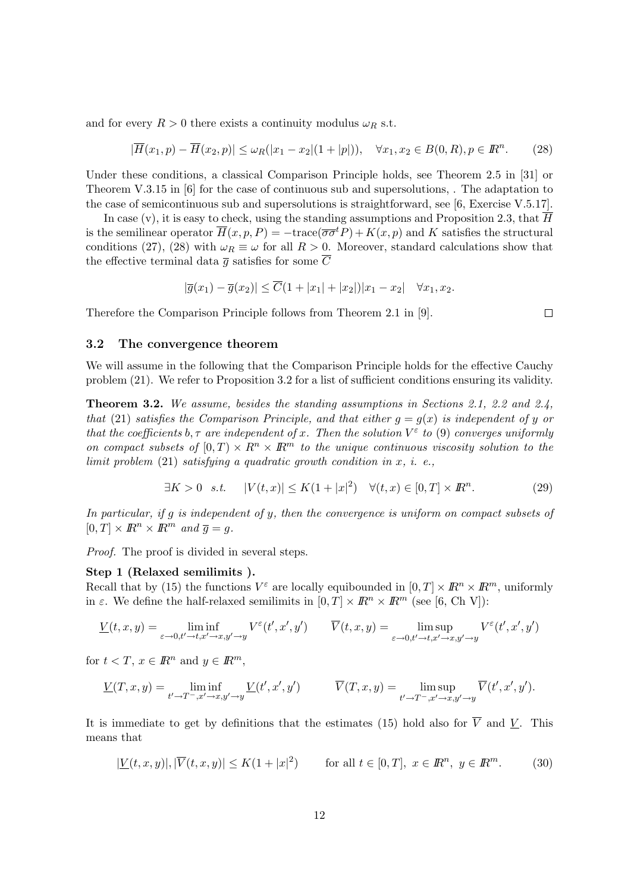and for every $R > 0$ there exists a continuity modulus $\omega_R$ s.t.

$$|\overline{H}(x_1, p) - \overline{H}(x_2, p)| \leq \omega_R(|x_1 - x_2|(1 + |p|)), \quad \forall x_1, x_2 \in B(0, R), p \in \mathbb{R}^n. \tag{28}$$

Under these conditions, a classical Comparison Principle holds, see Theorem 2.5 in [31] or Theorem V.3.15 in [6] for the case of continuous sub and supersolutions, . The adaptation to the case of semicontinuous sub and supersolutions is straightforward, see [6, Exercise V.5.17].

In case (v), it is easy to check, using the standing assumptions and Proposition 2.3, that $\overline{H}$ is the semilinear operator $\overline{H}(x, p, P) = -\text{trace}(\overline{\sigma\sigma}^t P) + K(x, p)$ and $K$ satisfies the structural conditions (27), (28) with $\omega_R \equiv \omega$ for all $R > 0$. Moreover, standard calculations show that the effective terminal data $\overline{g}$ satisfies for some $\overline{C}$

$$|\overline{g}(x_1) - \overline{g}(x_2)| \leq \overline{C}(1 + |x_1| + |x_2|)|x_1 - x_2| \quad \forall x_1, x_2.$$

Therefore the Comparison Principle follows from Theorem 2.1 in [9]. $\square$

### 3.2 The convergence theorem

We will assume in the following that the Comparison Principle holds for the effective Cauchy problem (21). We refer to Proposition 3.2 for a list of sufficient conditions ensuring its validity.

**Theorem 3.2.** *We assume, besides the standing assumptions in Sections 2.1, 2.2 and 2.4, that* (21) *satisfies the Comparison Principle, and that either $g = g(x)$ is independent of $y$ or that the coefficients $b, \tau$ are independent of $x$. Then the solution $V^\varepsilon$ to* (9) *converges uniformly on compact subsets of $[0, T) \times R^n \times \mathbb{R}^m$ to the unique continuous viscosity solution to the limit problem* (21) *satisfying a quadratic growth condition in $x$, i. e.,*

$$\exists K > 0 \quad s.t. \quad |V(t, x)| \leq K(1 + |x|^2) \quad \forall (t, x) \in [0, T] \times \mathbb{R}^n. \tag{29}$$

*In particular, if $g$ is independent of $y$, then the convergence is uniform on compact subsets of $[0, T] \times \mathbb{R}^n \times \mathbb{R}^m$ and $\overline{g} = g$.*

*Proof.* The proof is divided in several steps.

**Step 1 (Relaxed semilimits ).**
Recall that by (15) the functions $V^\varepsilon$ are locally equibounded in $[0, T] \times \mathbb{R}^n \times \mathbb{R}^m$, uniformly in $\varepsilon$. We define the half-relaxed semilimits in $[0, T] \times \mathbb{R}^n \times \mathbb{R}^m$ (see [6, Ch V]):

$$\underline{V}(t, x, y) = \liminf_{\varepsilon \to 0, t' \to t, x' \to x, y' \to y} V^\varepsilon(t', x', y') \qquad \overline{V}(t, x, y) = \limsup_{\varepsilon \to 0, t' \to t, x' \to x, y' \to y} V^\varepsilon(t', x', y')$$

for $t < T$, $x \in \mathbb{R}^n$ and $y \in \mathbb{R}^m$,

$$\underline{V}(T, x, y) = \liminf_{t' \to T^-, x' \to x, y' \to y} \underline{V}(t', x', y') \qquad \overline{V}(T, x, y) = \limsup_{t' \to T^-, x' \to x, y' \to y} \overline{V}(t', x', y').$$

It is immediate to get by definitions that the estimates (15) hold also for $\overline{V}$ and $\underline{V}$. This means that

$$|\underline{V}(t, x, y)|, |\overline{V}(t, x, y)| \leq K(1 + |x|^2) \qquad \text{for all } t \in [0, T], \ x \in \mathbb{R}^n, \ y \in \mathbb{R}^m. \tag{30}$$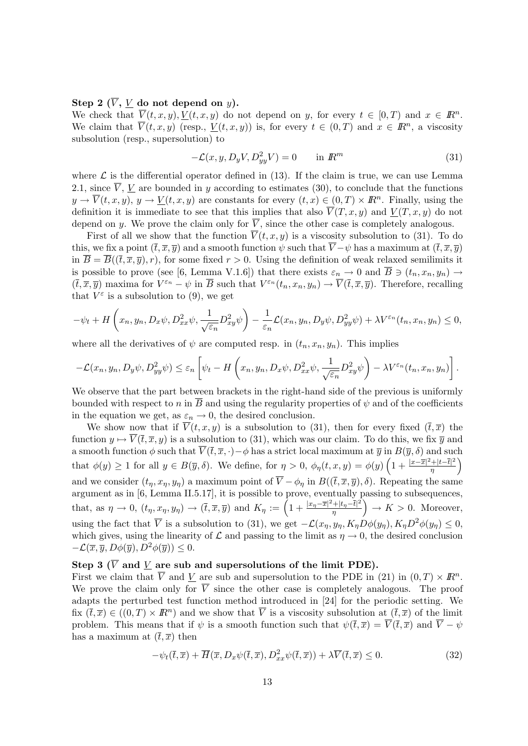**Step 2 ($\overline{V}$, $\underline{V}$ do not depend on $y$).**
We check that $\overline{V}(t,x,y), \underline{V}(t,x,y)$ do not depend on $y$, for every $t \in [0,T)$ and $x \in I\!R^n$. We claim that $\overline{V}(t,x,y)$ (resp., $\underline{V}(t,x,y)$) is, for every $t \in (0,T)$ and $x \in I\!R^n$, a viscosity subsolution (resp., supersolution) to

$$-\mathcal{L}(x,y,D_y V, D^2_{yy}V) = 0 \qquad \text{in } I\!R^m \tag{31}$$

where $\mathcal{L}$ is the differential operator defined in (13). If the claim is true, we can use Lemma 2.1, since $\overline{V}$, $\underline{V}$ are bounded in $y$ according to estimates (30), to conclude that the functions $y \to \overline{V}(t,x,y)$, $y \to \underline{V}(t,x,y)$ are constants for every $(t,x) \in (0,T) \times I\!R^n$. Finally, using the definition it is immediate to see that this implies that also $\overline{V}(T,x,y)$ and $\underline{V}(T,x,y)$ do not depend on $y$. We prove the claim only for $\overline{V}$, since the other case is completely analogous.

First of all we show that the function $\overline{V}(t,x,y)$ is a viscosity subsolution to (31). To do this, we fix a point $(\overline{t},\overline{x},\overline{y})$ and a smooth function $\psi$ such that $\overline{V} - \psi$ has a maximum at $(\overline{t},\overline{x},\overline{y})$ in $\overline{B} = \overline{B}((\overline{t},\overline{x},\overline{y}), r)$, for some fixed $r > 0$. Using the definition of weak relaxed semilimits it is possible to prove (see [6, Lemma V.1.6]) that there exists $\varepsilon_n \to 0$ and $\overline{B} \ni (t_n, x_n, y_n) \to (\overline{t},\overline{x},\overline{y})$ maxima for $V^{\varepsilon_n} - \psi$ in $\overline{B}$ such that $V^{\varepsilon_n}(t_n,x_n,y_n) \to \overline{V}(\overline{t},\overline{x},\overline{y})$. Therefore, recalling that $V^\varepsilon$ is a subsolution to (9), we get

$$-\psi_t + H\left(x_n, y_n, D_x\psi, D^2_{xx}\psi, \frac{1}{\sqrt{\varepsilon_n}}D^2_{xy}\psi\right) - \frac{1}{\varepsilon_n}\mathcal{L}(x_n,y_n,D_y\psi, D^2_{yy}\psi) + \lambda V^{\varepsilon_n}(t_n,x_n,y_n) \leq 0,$$

where all the derivatives of $\psi$ are computed resp. in $(t_n,x_n,y_n)$. This implies

$$-\mathcal{L}(x_n,y_n,D_y\psi, D^2_{yy}\psi) \leq \varepsilon_n \left[\psi_t - H\left(x_n, y_n, D_x\psi, D^2_{xx}\psi, \frac{1}{\sqrt{\varepsilon_n}}D^2_{xy}\psi\right) - \lambda V^{\varepsilon_n}(t_n,x_n,y_n)\right].$$

We observe that the part between brackets in the right-hand side of the previous is uniformly bounded with respect to $n$ in $\overline{B}$ and using the regularity properties of $\psi$ and of the coefficients in the equation we get, as $\varepsilon_n \to 0$, the desired conclusion.

We show now that if $\overline{V}(t,x,y)$ is a subsolution to (31), then for every fixed $(\overline{t},\overline{x})$ the function $y \mapsto \overline{V}(\overline{t},\overline{x},y)$ is a subsolution to (31), which was our claim. To do this, we fix $\overline{y}$ and a smooth function $\phi$ such that $\overline{V}(\overline{t},\overline{x},\cdot) - \phi$ has a strict local maximum at $\overline{y}$ in $B(\overline{y},\delta)$ and such that $\phi(y) \geq 1$ for all $y \in B(\overline{y},\delta)$. We define, for $\eta > 0$, $\phi_\eta(t,x,y) = \phi(y)\left(1 + \frac{|x-\overline{x}|^2 + |t-\overline{t}|^2}{\eta}\right)$ and we consider $(t_\eta, x_\eta, y_\eta)$ a maximum point of $\overline{V} - \phi_\eta$ in $B((\overline{t},\overline{x},\overline{y}),\delta)$. Repeating the same argument as in [6, Lemma II.5.17], it is possible to prove, eventually passing to subsequences, that, as $\eta \to 0$, $(t_\eta, x_\eta, y_\eta) \to (\overline{t},\overline{x},\overline{y})$ and $K_\eta := \left(1 + \frac{|x_\eta - \overline{x}|^2 + |t_\eta - \overline{t}|^2}{\eta}\right) \to K > 0$. Moreover, using the fact that $\overline{V}$ is a subsolution to (31), we get $-\mathcal{L}(x_\eta, y_\eta, K_\eta D\phi(y_\eta), K_\eta D^2\phi(y_\eta)) \leq 0$, which gives, using the linearity of $\mathcal{L}$ and passing to the limit as $\eta \to 0$, the desired conclusion $-\mathcal{L}(\overline{x},\overline{y}, D\phi(\overline{y}), D^2\phi(\overline{y})) \leq 0$.

**Step 3 ($\overline{V}$ and $\underline{V}$ are sub and supersolutions of the limit PDE).**
First we claim that $\overline{V}$ and $\underline{V}$ are sub and supersolution to the PDE in (21) in $(0,T) \times I\!R^n$. We prove the claim only for $\overline{V}$ since the other case is completely analogous. The proof adapts the perturbed test function method introduced in [24] for the periodic setting. We fix $(\overline{t},\overline{x}) \in ((0,T) \times I\!R^n)$ and we show that $\overline{V}$ is a viscosity subsolution at $(\overline{t},\overline{x})$ of the limit problem. This means that if $\psi$ is a smooth function such that $\psi(\overline{t},\overline{x}) = \overline{V}(\overline{t},\overline{x})$ and $\overline{V} - \psi$ has a maximum at $(\overline{t},\overline{x})$ then

$$-\psi_t(\overline{t},\overline{x}) + \overline{H}(\overline{x}, D_x\psi(\overline{t},\overline{x}), D^2_{xx}\psi(\overline{t},\overline{x})) + \lambda \overline{V}(\overline{t},\overline{x}) \leq 0. \tag{32}$$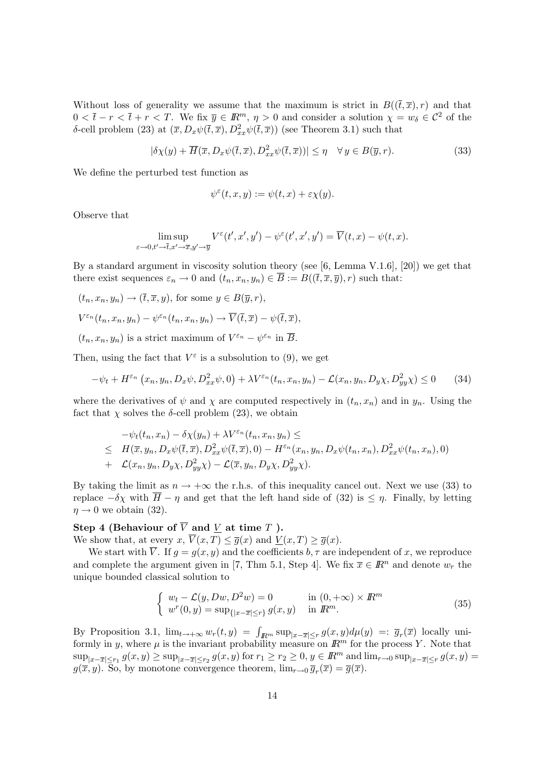Without loss of generality we assume that the maximum is strict in $B((\overline{t},\overline{x}),r)$ and that $0<\overline{t}-r<\overline{t}+r<T$. We fix $\overline{y}\in I\!R^m$, $\eta>0$ and consider a solution $\chi=w_\delta\in\mathcal{C}^2$ of the $\delta$-cell problem (23) at $(\overline{x},D_x\psi(\overline{t},\overline{x}),D^2_{xx}\psi(\overline{t},\overline{x}))$ (see Theorem 3.1) such that

$$|\delta\chi(y)+\overline{H}(\overline{x},D_x\psi(\overline{t},\overline{x}),D^2_{xx}\psi(\overline{t},\overline{x}))|\leq\eta\quad\forall\, y\in B(\overline{y},r). \tag{33}$$

We define the perturbed test function as

$$\psi^\varepsilon(t,x,y):=\psi(t,x)+\varepsilon\chi(y).$$

Observe that

$$\limsup_{\varepsilon\to0,t'\to\overline{t},x'\to\overline{x},y'\to\overline{y}} V^\varepsilon(t',x',y')-\psi^\varepsilon(t',x',y')=\overline{V}(t,x)-\psi(t,x).$$

By a standard argument in viscosity solution theory (see [6, Lemma V.1.6], [20]) we get that there exist sequences $\varepsilon_n\to0$ and $(t_n,x_n,y_n)\in\overline{B}:=B((\overline{t},\overline{x},\overline{y}),r)$ such that:

$(t_n,x_n,y_n)\to(\overline{t},\overline{x},y)$, for some $y\in B(\overline{y},r)$,

$V^{\varepsilon_n}(t_n,x_n,y_n)-\psi^{\varepsilon_n}(t_n,x_n,y_n)\to\overline{V}(\overline{t},\overline{x})-\psi(\overline{t},\overline{x})$,

$(t_n,x_n,y_n)$ is a strict maximum of $V^{\varepsilon_n}-\psi^{\varepsilon_n}$ in $\overline{B}$.

Then, using the fact that $V^\varepsilon$ is a subsolution to (9), we get

$$-\psi_t+H^{\varepsilon_n}\left(x_n,y_n,D_x\psi,D^2_{xx}\psi,0\right)+\lambda V^{\varepsilon_n}(t_n,x_n,y_n)-\mathcal{L}(x_n,y_n,D_y\chi,D^2_{yy}\chi)\leq0 \tag{34}$$

where the derivatives of $\psi$ and $\chi$ are computed respectively in $(t_n,x_n)$ and in $y_n$. Using the fact that $\chi$ solves the $\delta$-cell problem (23), we obtain

$$\begin{aligned}
&-\psi_t(t_n,x_n)-\delta\chi(y_n)+\lambda V^{\varepsilon_n}(t_n,x_n,y_n)\leq\\
\leq\;& H(\overline{x},y_n,D_x\psi(\overline{t},\overline{x}),D^2_{xx}\psi(\overline{t},\overline{x}),0)-H^{\varepsilon_n}(x_n,y_n,D_x\psi(t_n,x_n),D^2_{xx}\psi(t_n,x_n),0)\\
+\;& \mathcal{L}(x_n,y_n,D_y\chi,D^2_{yy}\chi)-\mathcal{L}(\overline{x},y_n,D_y\chi,D^2_{yy}\chi).
\end{aligned}$$

By taking the limit as $n\to+\infty$ the r.h.s. of this inequality cancel out. Next we use (33) to replace $-\delta\chi$ with $\overline{H}-\eta$ and get that the left hand side of (32) is $\leq\eta$. Finally, by letting $\eta\to0$ we obtain (32).

**Step 4 (Behaviour of $\overline{V}$ and $\underline{V}$ at time $T$ ).**
We show that, at every $x$, $\overline{V}(x,T)\leq\overline{g}(x)$ and $\underline{V}(x,T)\geq\overline{g}(x)$.

We start with $\overline{V}$. If $g=g(x,y)$ and the coefficients $b,\tau$ are independent of $x$, we reproduce and complete the argument given in [7, Thm 5.1, Step 4]. We fix $\overline{x}\in I\!R^n$ and denote $w_r$ the unique bounded classical solution to

$$\begin{cases} w_t-\mathcal{L}(y,Dw,D^2w)=0 & \text{in } (0,+\infty)\times I\!R^m\\ w^r(0,y)=\sup_{\{|x-\overline{x}|\leq r\}}g(x,y) & \text{in } I\!R^m.\end{cases} \tag{35}$$

By Proposition 3.1, $\lim_{t\to+\infty}w_r(t,y)=\int_{I\!R^m}\sup_{|x-\overline{x}|\leq r}g(x,y)d\mu(y)=:\overline{g}_r(\overline{x})$ locally uniformly in $y$, where $\mu$ is the invariant probability measure on $I\!R^m$ for the process $Y$. Note that $\sup_{|x-\overline{x}|\leq r_1}g(x,y)\geq\sup_{|x-\overline{x}|\leq r_2}g(x,y)$ for $r_1\geq r_2\geq0$, $y\in I\!R^m$ and $\lim_{r\to0}\sup_{|x-\overline{x}|\leq r}g(x,y)=g(\overline{x},y)$. So, by monotone convergence theorem, $\lim_{r\to0}\overline{g}_r(\overline{x})=\overline{g}(\overline{x})$.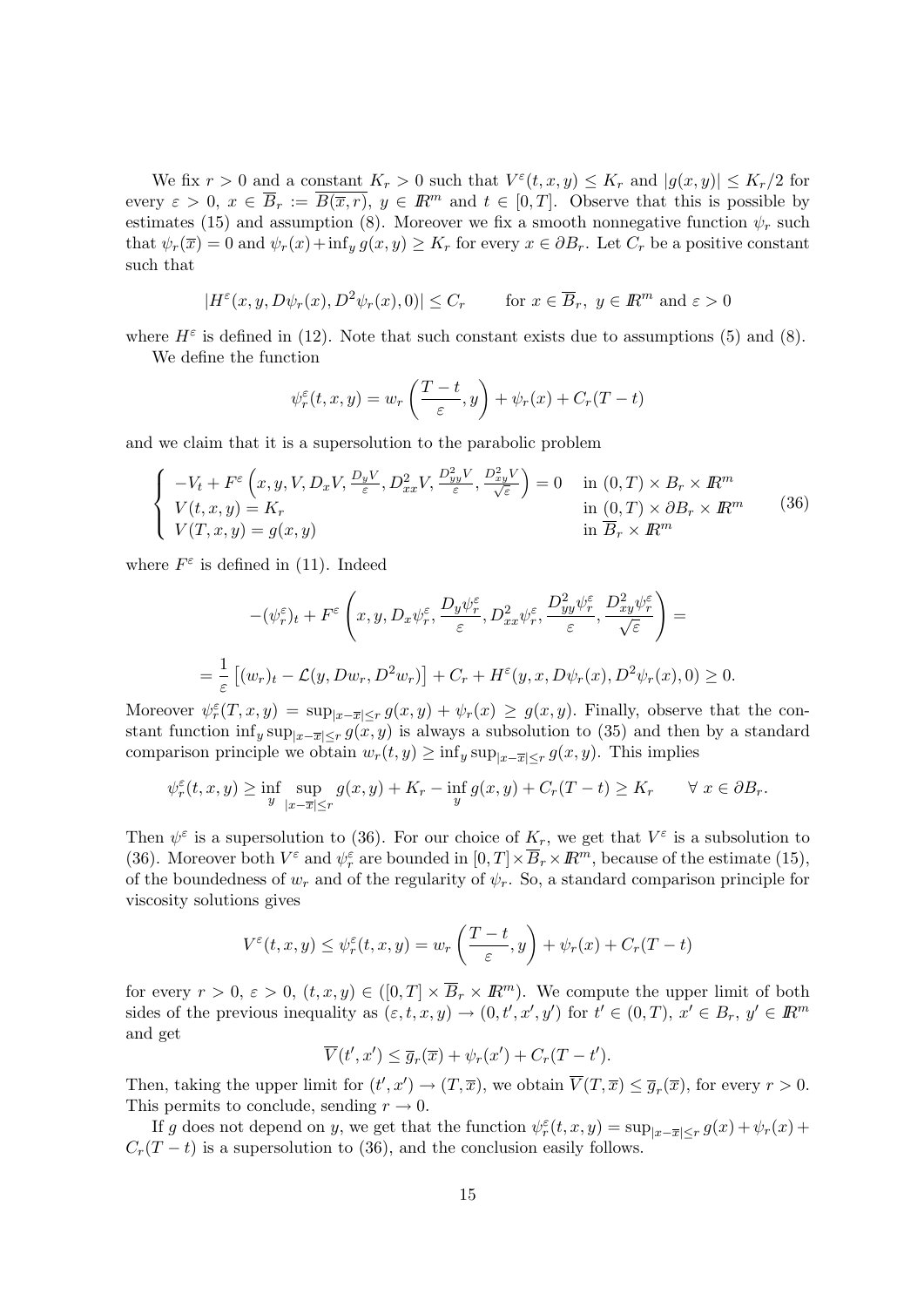We fix $r > 0$ and a constant $K_r > 0$ such that $V^\varepsilon(t,x,y) \le K_r$ and $|g(x,y)| \le K_r/2$ for every $\varepsilon > 0$, $x \in \overline{B}_r := \overline{B(\overline{x}, r)}$, $y \in I\!R^m$ and $t \in [0,T]$. Observe that this is possible by estimates (15) and assumption (8). Moreover we fix a smooth nonnegative function $\psi_r$ such that $\psi_r(\overline{x}) = 0$ and $\psi_r(x) + \inf_y g(x,y) \ge K_r$ for every $x \in \partial B_r$. Let $C_r$ be a positive constant such that

$$|H^\varepsilon(x, y, D\psi_r(x), D^2\psi_r(x), 0)| \le C_r \qquad \text{for } x \in \overline{B}_r,\ y \in I\!R^m \text{ and } \varepsilon > 0$$

where $H^\varepsilon$ is defined in (12). Note that such constant exists due to assumptions (5) and (8).

We define the function

$$\psi_r^\varepsilon(t,x,y) = w_r\left(\frac{T-t}{\varepsilon}, y\right) + \psi_r(x) + C_r(T-t)$$

and we claim that it is a supersolution to the parabolic problem

$$\begin{cases} -V_t + F^\varepsilon\left(x, y, V, D_x V, \frac{D_y V}{\varepsilon}, D^2_{xx}V, \frac{D^2_{yy}V}{\varepsilon}, \frac{D^2_{xy}V}{\sqrt{\varepsilon}}\right) = 0 & \text{in } (0,T) \times B_r \times I\!R^m \\ V(t,x,y) = K_r & \text{in } (0,T) \times \partial B_r \times I\!R^m \\ V(T,x,y) = g(x,y) & \text{in } \overline{B}_r \times I\!R^m \end{cases} \tag{36}$$

where $F^\varepsilon$ is defined in (11). Indeed

$$-(\psi_r^\varepsilon)_t + F^\varepsilon\left(x, y, D_x\psi_r^\varepsilon, \frac{D_y\psi_r^\varepsilon}{\varepsilon}, D^2_{xx}\psi_r^\varepsilon, \frac{D^2_{yy}\psi_r^\varepsilon}{\varepsilon}, \frac{D^2_{xy}\psi_r^\varepsilon}{\sqrt{\varepsilon}}\right) =$$

$$= \frac{1}{\varepsilon}\left[(w_r)_t - \mathcal{L}(y, Dw_r, D^2 w_r)\right] + C_r + H^\varepsilon(y, x, D\psi_r(x), D^2\psi_r(x), 0) \ge 0.$$

Moreover $\psi_r^\varepsilon(T,x,y) = \sup_{|x-\overline{x}|\le r} g(x,y) + \psi_r(x) \ge g(x,y)$. Finally, observe that the constant function $\inf_y \sup_{|x-\overline{x}|\le r} g(x,y)$ is always a subsolution to (35) and then by a standard comparison principle we obtain $w_r(t,y) \ge \inf_y \sup_{|x-\overline{x}|\le r} g(x,y)$. This implies

$$\psi_r^\varepsilon(t,x,y) \ge \inf_y \sup_{|x-\overline{x}|\le r} g(x,y) + K_r - \inf_y g(x,y) + C_r(T-t) \ge K_r \qquad \forall\ x \in \partial B_r.$$

Then $\psi^\varepsilon$ is a supersolution to (36). For our choice of $K_r$, we get that $V^\varepsilon$ is a subsolution to (36). Moreover both $V^\varepsilon$ and $\psi_r^\varepsilon$ are bounded in $[0,T] \times \overline{B}_r \times I\!R^m$, because of the estimate (15), of the boundedness of $w_r$ and of the regularity of $\psi_r$. So, a standard comparison principle for viscosity solutions gives

$$V^\varepsilon(t,x,y) \le \psi_r^\varepsilon(t,x,y) = w_r\left(\frac{T-t}{\varepsilon}, y\right) + \psi_r(x) + C_r(T-t)$$

for every $r > 0$, $\varepsilon > 0$, $(t,x,y) \in ([0,T] \times \overline{B}_r \times I\!R^m)$. We compute the upper limit of both sides of the previous inequality as $(\varepsilon, t, x, y) \to (0, t', x', y')$ for $t' \in (0,T)$, $x' \in B_r$, $y' \in I\!R^m$ and get

$$\overline{V}(t', x') \le \overline{g}_r(\overline{x}) + \psi_r(x') + C_r(T - t').$$

Then, taking the upper limit for $(t', x') \to (T, \overline{x})$, we obtain $\overline{V}(T, \overline{x}) \le \overline{g}_r(\overline{x})$, for every $r > 0$. This permits to conclude, sending $r \to 0$.

If $g$ does not depend on $y$, we get that the function $\psi_r^\varepsilon(t,x,y) = \sup_{|x-\overline{x}|\le r} g(x) + \psi_r(x) + C_r(T-t)$ is a supersolution to (36), and the conclusion easily follows.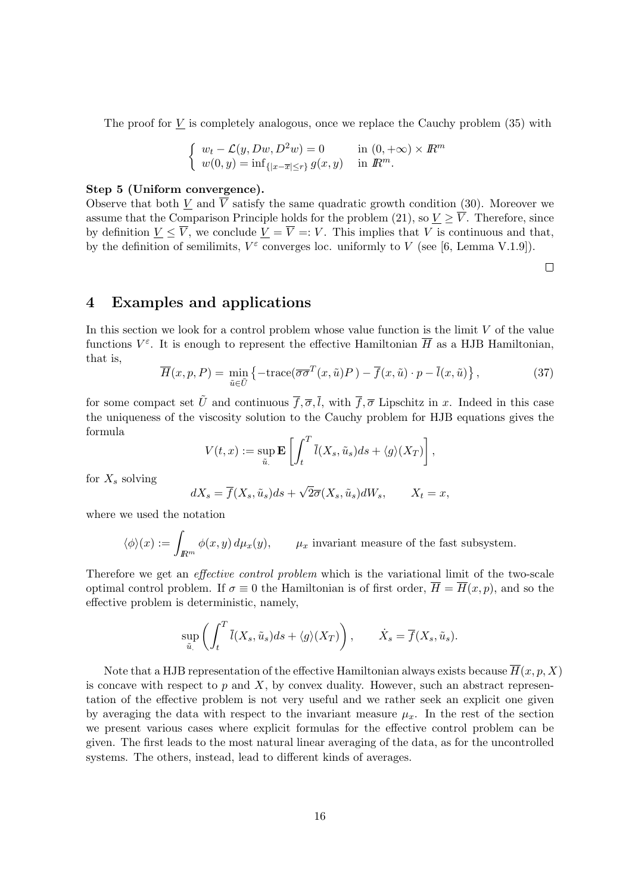The proof for $\underline{V}$ is completely analogous, once we replace the Cauchy problem (35) with

$$\begin{cases} w_t - \mathcal{L}(y, Dw, D^2 w) = 0 & \text{in } (0,+\infty) \times \mathbb{R}^m \\ w(0,y) = \inf_{\{|x-\overline{x}| \le r\}} g(x,y) & \text{in } \mathbb{R}^m. \end{cases}$$

**Step 5 (Uniform convergence).**
Observe that both $\underline{V}$ and $\overline{V}$ satisfy the same quadratic growth condition (30). Moreover we assume that the Comparison Principle holds for the problem (21), so $\underline{V} \ge \overline{V}$. Therefore, since by definition $\underline{V} \le \overline{V}$, we conclude $\underline{V} = \overline{V} =: V$. This implies that $V$ is continuous and that, by the definition of semilimits, $V^\varepsilon$ converges loc. uniformly to $V$ (see [6, Lemma V.1.9]).

□

## 4 Examples and applications

In this section we look for a control problem whose value function is the limit $V$ of the value functions $V^\varepsilon$. It is enough to represent the effective Hamiltonian $\overline{H}$ as a HJB Hamiltonian, that is,

$$\overline{H}(x,p,P) = \min_{\tilde{u} \in \tilde{U}} \left\{ -\text{trace}(\overline{\sigma}\overline{\sigma}^T(x,\tilde{u})P) - \overline{f}(x,\tilde{u}) \cdot p - \overline{l}(x,\tilde{u}) \right\}, \tag{37}$$

for some compact set $\tilde{U}$ and continuous $\overline{f}, \overline{\sigma}, \overline{l}$, with $\overline{f}, \overline{\sigma}$ Lipschitz in $x$. Indeed in this case the uniqueness of the viscosity solution to the Cauchy problem for HJB equations gives the formula

$$V(t,x) := \sup_{\tilde{u}_\cdot} \mathbf{E} \left[ \int_t^T \overline{l}(X_s, \tilde{u}_s) ds + \langle g \rangle (X_T) \right],$$

for $X_s$ solving

$$dX_s = \overline{f}(X_s, \tilde{u}_s) ds + \sqrt{2}\overline{\sigma}(X_s, \tilde{u}_s) dW_s, \qquad X_t = x,$$

where we used the notation

$$\langle \phi \rangle (x) := \int_{\mathbb{R}^m} \phi(x,y)\, d\mu_x(y), \qquad \mu_x \text{ invariant measure of the fast subsystem.}$$

Therefore we get an *effective control problem* which is the variational limit of the two-scale optimal control problem. If $\sigma \equiv 0$ the Hamiltonian is of first order, $\overline{H} = \overline{H}(x,p)$, and so the effective problem is deterministic, namely,

$$\sup_{\tilde{u}_\cdot} \left( \int_t^T \overline{l}(X_s, \tilde{u}_s) ds + \langle g \rangle (X_T) \right), \qquad \dot{X}_s = \overline{f}(X_s, \tilde{u}_s).$$

Note that a HJB representation of the effective Hamiltonian always exists because $\overline{H}(x,p,X)$ is concave with respect to $p$ and $X$, by convex duality. However, such an abstract representation of the effective problem is not very useful and we rather seek an explicit one given by averaging the data with respect to the invariant measure $\mu_x$. In the rest of the section we present various cases where explicit formulas for the effective control problem can be given. The first leads to the most natural linear averaging of the data, as for the uncontrolled systems. The others, instead, lead to different kinds of averages.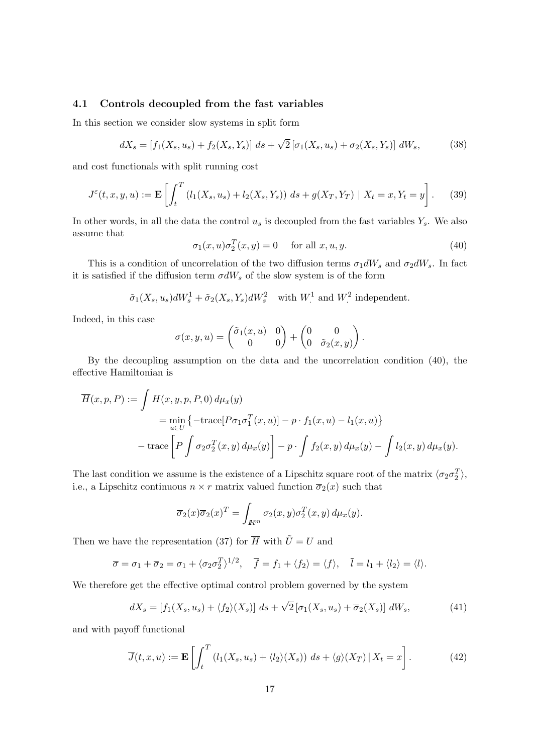### 4.1 Controls decoupled from the fast variables

In this section we consider slow systems in split form

$$dX_s = [f_1(X_s, u_s) + f_2(X_s, Y_s)]\, ds + \sqrt{2}\, [\sigma_1(X_s, u_s) + \sigma_2(X_s, Y_s)]\, dW_s, \tag{38}$$

and cost functionals with split running cost

$$J^\varepsilon(t, x, y, u) := \mathbf{E}\left[\int_t^T (l_1(X_s, u_s) + l_2(X_s, Y_s))\, ds + g(X_T, Y_T) \mid X_t = x, Y_t = y\right]. \tag{39}$$

In other words, in all the data the control $u_s$ is decoupled from the fast variables $Y_s$. We also assume that

$$\sigma_1(x, u)\sigma_2^T(x, y) = 0 \quad \text{ for all } x, u, y. \tag{40}$$

This is a condition of uncorrelation of the two diffusion terms $\sigma_1 dW_s$ and $\sigma_2 dW_s$. In fact it is satisfied if the diffusion term $\sigma dW_s$ of the slow system is of the form

$$\tilde{\sigma}_1(X_s, u_s) dW_s^1 + \tilde{\sigma}_2(X_s, Y_s) dW_s^2 \quad \text{with } W_\cdot^1 \text{ and } W_\cdot^2 \text{ independent.}$$

Indeed, in this case

$$\sigma(x, y, u) = \begin{pmatrix} \tilde{\sigma}_1(x, u) & 0 \\ 0 & 0 \end{pmatrix} + \begin{pmatrix} 0 & 0 \\ 0 & \tilde{\sigma}_2(x, y) \end{pmatrix}.$$

By the decoupling assumption on the data and the uncorrelation condition (40), the effective Hamiltonian is

$$\begin{aligned}
\overline{H}(x, p, P) &:= \int H(x, y, p, P, 0)\, d\mu_x(y) \\
&= \min_{u \in U} \left\{ -\text{trace}[P\sigma_1\sigma_1^T(x, u)] - p \cdot f_1(x, u) - l_1(x, u) \right\} \\
&\quad - \text{trace}\left[P \int \sigma_2\sigma_2^T(x, y)\, d\mu_x(y)\right] - p \cdot \int f_2(x, y)\, d\mu_x(y) - \int l_2(x, y)\, d\mu_x(y).
\end{aligned}$$

The last condition we assume is the existence of a Lipschitz square root of the matrix $\langle \sigma_2 \sigma_2^T \rangle$, i.e., a Lipschitz continuous $n \times r$ matrix valued function $\overline{\sigma}_2(x)$ such that

$$\overline{\sigma}_2(x)\overline{\sigma}_2(x)^T = \int_{\mathbb{R}^m} \sigma_2(x, y)\sigma_2^T(x, y)\, d\mu_x(y).$$

Then we have the representation (37) for $\overline{H}$ with $\tilde{U} = U$ and

$$\overline{\sigma} = \sigma_1 + \overline{\sigma}_2 = \sigma_1 + \langle \sigma_2 \sigma_2^T \rangle^{1/2}, \quad \overline{f} = f_1 + \langle f_2 \rangle = \langle f \rangle, \quad \overline{l} = l_1 + \langle l_2 \rangle = \langle l \rangle.$$

We therefore get the effective optimal control problem governed by the system

$$dX_s = [f_1(X_s, u_s) + \langle f_2 \rangle(X_s)]\, ds + \sqrt{2}\, [\sigma_1(X_s, u_s) + \overline{\sigma}_2(X_s)]\, dW_s, \tag{41}$$

and with payoff functional

$$\overline{J}(t, x, u) := \mathbf{E}\left[\int_t^T (l_1(X_s, u_s) + \langle l_2 \rangle(X_s))\, ds + \langle g \rangle(X_T) \,|\, X_t = x\right]. \tag{42}$$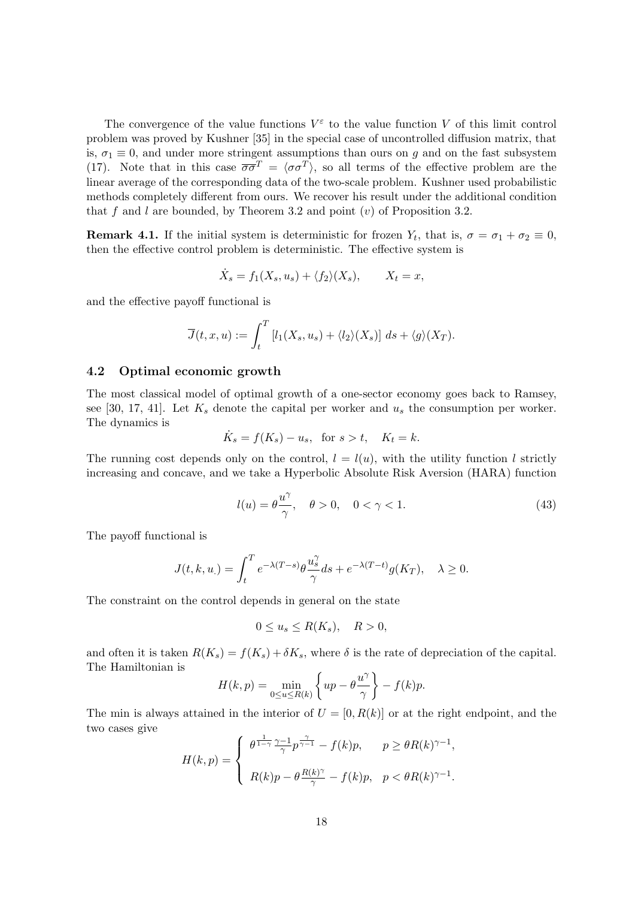The convergence of the value functions $V^\varepsilon$ to the value function $V$ of this limit control problem was proved by Kushner [35] in the special case of uncontrolled diffusion matrix, that is, $\sigma_1 \equiv 0$, and under more stringent assumptions than ours on $g$ and on the fast subsystem (17). Note that in this case $\overline{\sigma\sigma}^T = \langle \sigma\sigma^T \rangle$, so all terms of the effective problem are the linear average of the corresponding data of the two-scale problem. Kushner used probabilistic methods completely different from ours. We recover his result under the additional condition that $f$ and $l$ are bounded, by Theorem 3.2 and point $(v)$ of Proposition 3.2.

**Remark 4.1.** If the initial system is deterministic for frozen $Y_t$, that is, $\sigma = \sigma_1 + \sigma_2 \equiv 0$, then the effective control problem is deterministic. The effective system is

$$\dot{X}_s = f_1(X_s, u_s) + \langle f_2 \rangle (X_s), \qquad X_t = x,$$

and the effective payoff functional is

$$\overline{J}(t, x, u) := \int_t^T \left[ l_1(X_s, u_s) + \langle l_2 \rangle (X_s) \right] ds + \langle g \rangle (X_T).$$

### 4.2 Optimal economic growth

The most classical model of optimal growth of a one-sector economy goes back to Ramsey, see [30, 17, 41]. Let $K_s$ denote the capital per worker and $u_s$ the consumption per worker. The dynamics is

$$\dot{K}_s = f(K_s) - u_s, \;\; \text{for } s > t, \quad K_t = k.$$

The running cost depends only on the control, $l = l(u)$, with the utility function $l$ strictly increasing and concave, and we take a Hyperbolic Absolute Risk Aversion (HARA) function

$$l(u) = \theta \frac{u^\gamma}{\gamma}, \quad \theta > 0, \quad 0 < \gamma < 1. \tag{43}$$

The payoff functional is

$$J(t, k, u_\cdot) = \int_t^T e^{-\lambda(T-s)} \theta \frac{u_s^\gamma}{\gamma} ds + e^{-\lambda(T-t)} g(K_T), \quad \lambda \geq 0.$$

The constraint on the control depends in general on the state

$$0 \leq u_s \leq R(K_s), \quad R > 0,$$

and often it is taken $R(K_s) = f(K_s) + \delta K_s$, where $\delta$ is the rate of depreciation of the capital. The Hamiltonian is

$$H(k, p) = \min_{0 \leq u \leq R(k)} \left\{ up - \theta \frac{u^\gamma}{\gamma} \right\} - f(k)p.$$

The min is always attained in the interior of $U = [0, R(k)]$ or at the right endpoint, and the two cases give

$$H(k, p) = \begin{cases} \theta^{\frac{1}{1-\gamma}} \frac{\gamma - 1}{\gamma} p^{\frac{\gamma}{\gamma - 1}} - f(k)p, & p \geq \theta R(k)^{\gamma - 1}, \\[2ex] R(k)p - \theta \frac{R(k)^\gamma}{\gamma} - f(k)p, & p < \theta R(k)^{\gamma - 1}. \end{cases}$$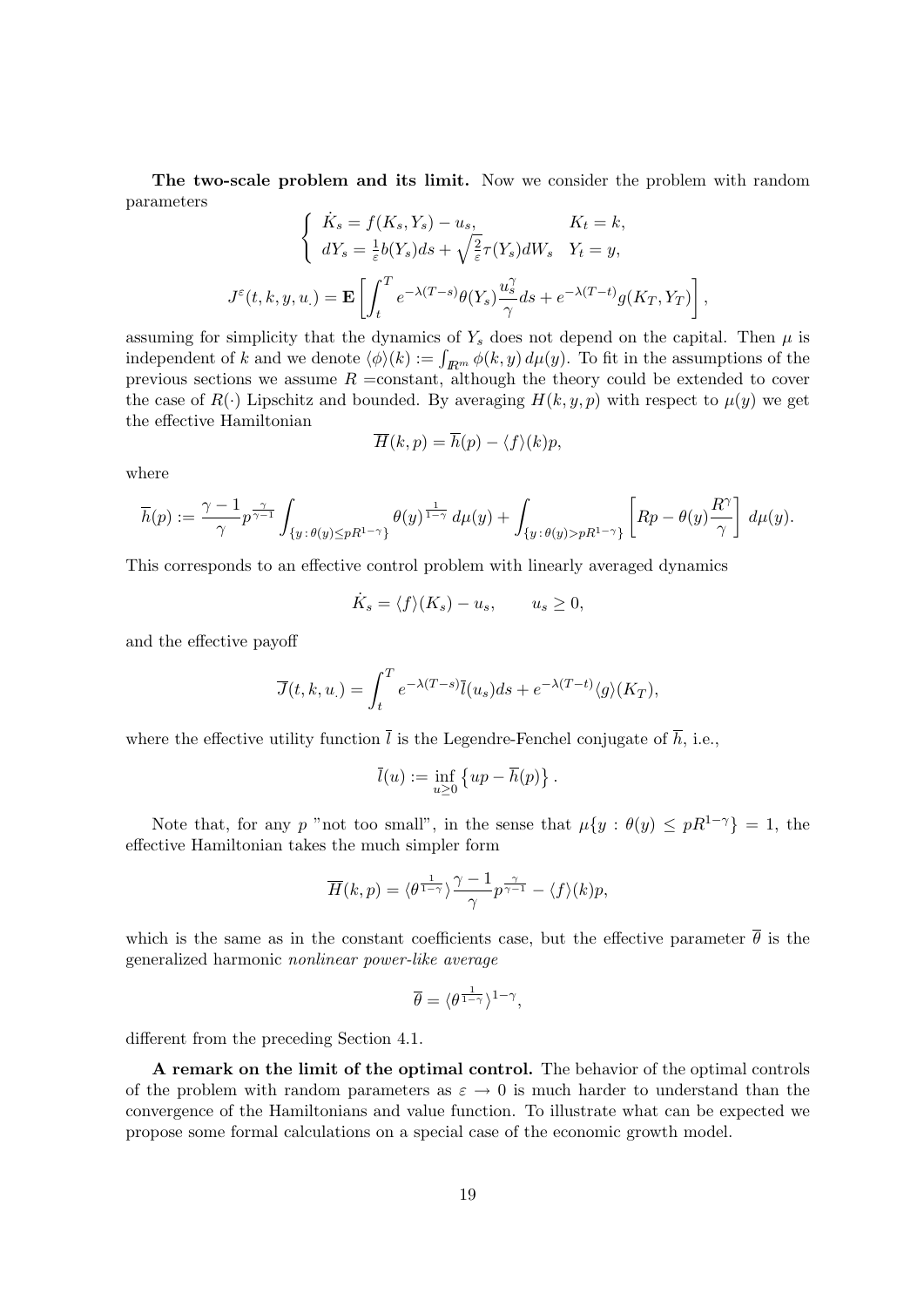**The two-scale problem and its limit.** Now we consider the problem with random parameters

$$
\begin{cases}
\dot{K}_s = f(K_s, Y_s) - u_s, & K_t = k, \\
dY_s = \frac{1}{\varepsilon} b(Y_s) ds + \sqrt{\frac{2}{\varepsilon}} \tau(Y_s) dW_s & Y_t = y,
\end{cases}
$$

$$
J^\varepsilon(t, k, y, u_\cdot) = \mathbf{E}\left[ \int_t^T e^{-\lambda(T-s)} \theta(Y_s) \frac{u_s^\gamma}{\gamma} ds + e^{-\lambda(T-t)} g(K_T, Y_T) \right],
$$

assuming for simplicity that the dynamics of $Y_s$ does not depend on the capital. Then $\mu$ is independent of $k$ and we denote $\langle \phi \rangle (k) := \int_{\mathbb{R}^m} \phi(k, y)\, d\mu(y)$. To fit in the assumptions of the previous sections we assume $R$ =constant, although the theory could be extended to cover the case of $R(\cdot)$ Lipschitz and bounded. By averaging $H(k, y, p)$ with respect to $\mu(y)$ we get the effective Hamiltonian

$$
\overline{H}(k, p) = \overline{h}(p) - \langle f \rangle (k) p,
$$

where

$$
\overline{h}(p) := \frac{\gamma - 1}{\gamma} p^{\frac{\gamma}{\gamma - 1}} \int_{\{y \,:\, \theta(y) \le p R^{1-\gamma}\}} \theta(y)^{\frac{1}{1-\gamma}}\, d\mu(y) + \int_{\{y \,:\, \theta(y) > p R^{1-\gamma}\}} \left[ Rp - \theta(y) \frac{R^\gamma}{\gamma} \right] d\mu(y).
$$

This corresponds to an effective control problem with linearly averaged dynamics

$$
\dot{K}_s = \langle f \rangle (K_s) - u_s, \qquad u_s \ge 0,
$$

and the effective payoff

$$
\overline{J}(t, k, u_\cdot) = \int_t^T e^{-\lambda(T-s)} \overline{l}(u_s) ds + e^{-\lambda(T-t)} \langle g \rangle (K_T),
$$

where the effective utility function $\overline{l}$ is the Legendre-Fenchel conjugate of $\overline{h}$, i.e.,

$$
\overline{l}(u) := \inf_{u \ge 0} \left\{ up - \overline{h}(p) \right\}.
$$

Note that, for any $p$ "not too small", in the sense that $\mu\{y : \theta(y) \le p R^{1-\gamma}\} = 1$, the effective Hamiltonian takes the much simpler form

$$
\overline{H}(k, p) = \langle \theta^{\frac{1}{1-\gamma}} \rangle \frac{\gamma - 1}{\gamma} p^{\frac{\gamma}{\gamma - 1}} - \langle f \rangle (k) p,
$$

which is the same as in the constant coefficients case, but the effective parameter $\overline{\theta}$ is the generalized harmonic *nonlinear power-like average*

$$
\overline{\theta} = \langle \theta^{\frac{1}{1-\gamma}} \rangle^{1-\gamma},
$$

different from the preceding Section 4.1.

**A remark on the limit of the optimal control.** The behavior of the optimal controls of the problem with random parameters as $\varepsilon \to 0$ is much harder to understand than the convergence of the Hamiltonians and value function. To illustrate what can be expected we propose some formal calculations on a special case of the economic growth model.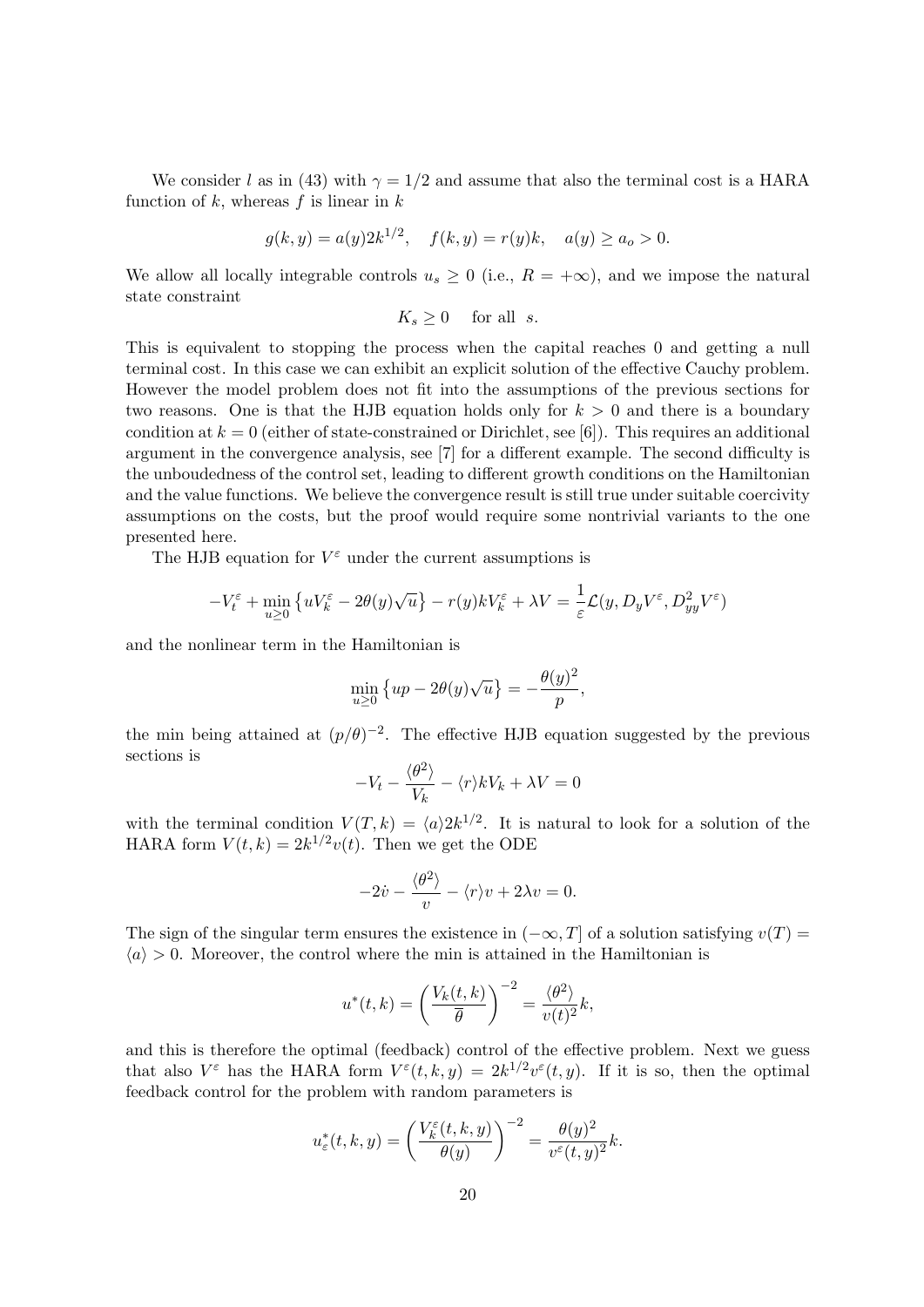We consider $l$ as in (43) with $\gamma = 1/2$ and assume that also the terminal cost is a HARA function of $k$, whereas $f$ is linear in $k$

$$g(k, y) = a(y)2k^{1/2}, \quad f(k, y) = r(y)k, \quad a(y) \geq a_o > 0.$$

We allow all locally integrable controls $u_s \geq 0$ (i.e., $R = +\infty$), and we impose the natural state constraint

$$K_s \geq 0 \quad \text{ for all } \; s.$$

This is equivalent to stopping the process when the capital reaches 0 and getting a null terminal cost. In this case we can exhibit an explicit solution of the effective Cauchy problem. However the model problem does not fit into the assumptions of the previous sections for two reasons. One is that the HJB equation holds only for $k > 0$ and there is a boundary condition at $k = 0$ (either of state-constrained or Dirichlet, see [6]). This requires an additional argument in the convergence analysis, see [7] for a different example. The second difficulty is the unboudedness of the control set, leading to different growth conditions on the Hamiltonian and the value functions. We believe the convergence result is still true under suitable coercivity assumptions on the costs, but the proof would require some nontrivial variants to the one presented here.

The HJB equation for $V^\varepsilon$ under the current assumptions is

$$-V_t^\varepsilon + \min_{u \geq 0} \left\{ uV_k^\varepsilon - 2\theta(y)\sqrt{u} \right\} - r(y)kV_k^\varepsilon + \lambda V = \frac{1}{\varepsilon}\mathcal{L}(y, D_y V^\varepsilon, D_{yy}^2 V^\varepsilon)$$

and the nonlinear term in the Hamiltonian is

$$\min_{u \geq 0} \left\{ up - 2\theta(y)\sqrt{u} \right\} = -\frac{\theta(y)^2}{p},$$

the min being attained at $(p/\theta)^{-2}$. The effective HJB equation suggested by the previous sections is

$$-V_t - \frac{\langle \theta^2 \rangle}{V_k} - \langle r \rangle k V_k + \lambda V = 0$$

with the terminal condition $V(T, k) = \langle a \rangle 2k^{1/2}$. It is natural to look for a solution of the HARA form $V(t, k) = 2k^{1/2}v(t)$. Then we get the ODE

$$-2\dot{v} - \frac{\langle \theta^2 \rangle}{v} - \langle r \rangle v + 2\lambda v = 0.$$

The sign of the singular term ensures the existence in $(-\infty, T]$ of a solution satisfying $v(T) = \langle a \rangle > 0$. Moreover, the control where the min is attained in the Hamiltonian is

$$u^*(t, k) = \left( \frac{V_k(t, k)}{\overline{\theta}} \right)^{-2} = \frac{\langle \theta^2 \rangle}{v(t)^2} k,$$

and this is therefore the optimal (feedback) control of the effective problem. Next we guess that also $V^\varepsilon$ has the HARA form $V^\varepsilon(t, k, y) = 2k^{1/2}v^\varepsilon(t, y)$. If it is so, then the optimal feedback control for the problem with random parameters is

$$u_\varepsilon^*(t, k, y) = \left( \frac{V_k^\varepsilon(t, k, y)}{\theta(y)} \right)^{-2} = \frac{\theta(y)^2}{v^\varepsilon(t, y)^2} k.$$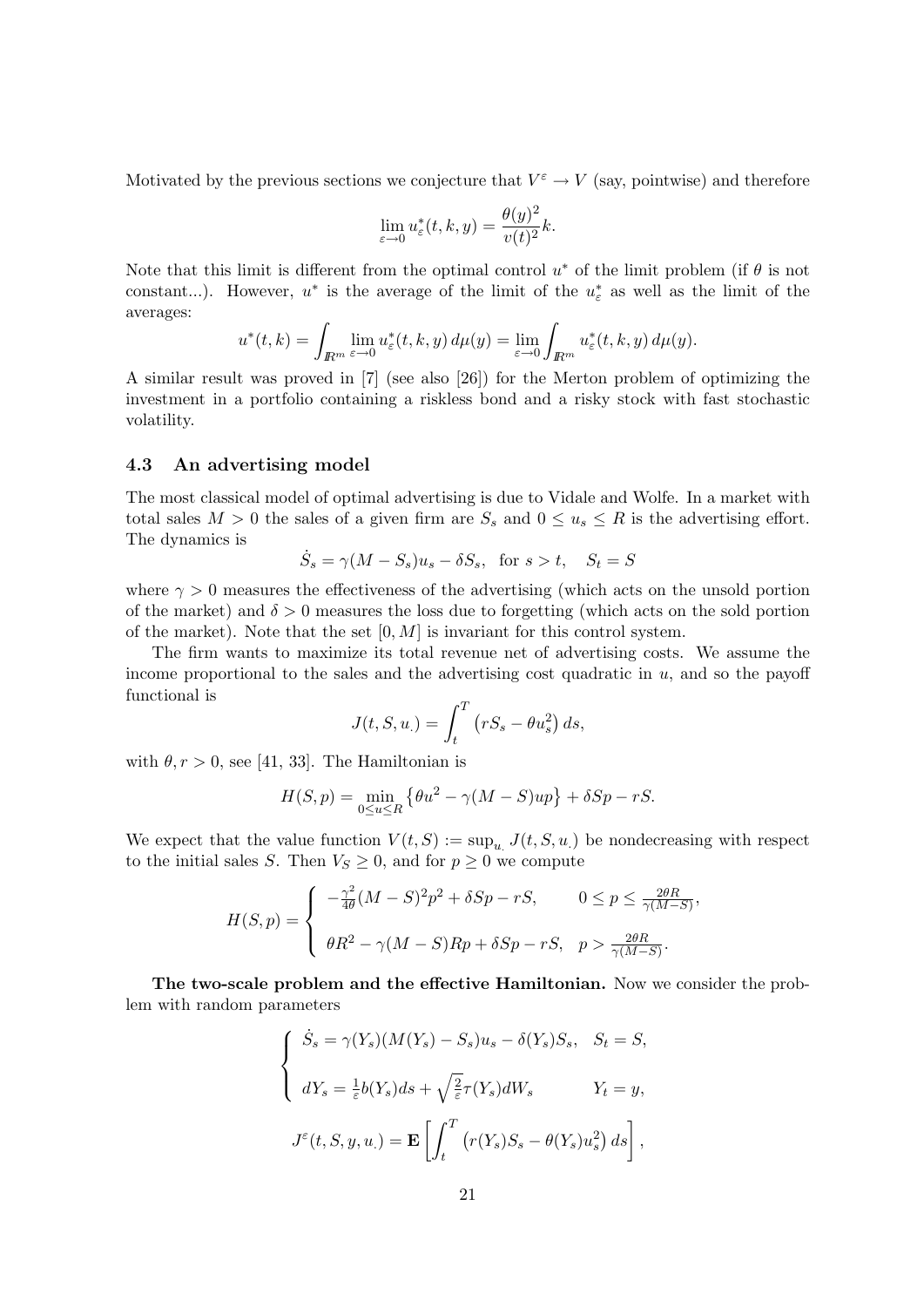Motivated by the previous sections we conjecture that $V^\varepsilon \to V$ (say, pointwise) and therefore

$$\lim_{\varepsilon\to 0} u^*_\varepsilon(t,k,y) = \frac{\theta(y)^2}{v(t)^2}k.$$

Note that this limit is different from the optimal control $u^*$ of the limit problem (if $\theta$ is not constant...). However, $u^*$ is the average of the limit of the $u^*_\varepsilon$ as well as the limit of the averages:

$$u^*(t,k) = \int_{\mathbb{R}^m} \lim_{\varepsilon\to 0} u^*_\varepsilon(t,k,y)\,d\mu(y) = \lim_{\varepsilon\to 0}\int_{\mathbb{R}^m} u^*_\varepsilon(t,k,y)\,d\mu(y).$$

A similar result was proved in [7] (see also [26]) for the Merton problem of optimizing the investment in a portfolio containing a riskless bond and a risky stock with fast stochastic volatility.

### 4.3 An advertising model

The most classical model of optimal advertising is due to Vidale and Wolfe. In a market with total sales $M > 0$ the sales of a given firm are $S_s$ and $0 \le u_s \le R$ is the advertising effort. The dynamics is

$$\dot S_s = \gamma(M - S_s)u_s - \delta S_s, \quad \text{for } s > t, \quad S_t = S$$

where $\gamma > 0$ measures the effectiveness of the advertising (which acts on the unsold portion of the market) and $\delta > 0$ measures the loss due to forgetting (which acts on the sold portion of the market). Note that the set $[0, M]$ is invariant for this control system.

The firm wants to maximize its total revenue net of advertising costs. We assume the income proportional to the sales and the advertising cost quadratic in $u$, and so the payoff functional is

$$J(t,S,u_\cdot) = \int_t^T \left(rS_s - \theta u_s^2\right)ds,$$

with $\theta, r > 0$, see [41, 33]. The Hamiltonian is

$$H(S,p) = \min_{0\le u\le R}\left\{\theta u^2 - \gamma(M-S)up\right\} + \delta S p - rS.$$

We expect that the value function $V(t,S) := \sup_{u_\cdot} J(t,S,u_\cdot)$ be nondecreasing with respect to the initial sales $S$. Then $V_S \ge 0$, and for $p \ge 0$ we compute

$$H(S,p) = \begin{cases} -\frac{\gamma^2}{4\theta}(M-S)^2p^2 + \delta S p - rS, & 0 \le p \le \frac{2\theta R}{\gamma(M-S)}, \\ \theta R^2 - \gamma(M-S)Rp + \delta S p - rS, & p > \frac{2\theta R}{\gamma(M-S)}. \end{cases}$$

**The two-scale problem and the effective Hamiltonian.** Now we consider the problem with random parameters

$$\begin{cases} \dot S_s = \gamma(Y_s)(M(Y_s) - S_s)u_s - \delta(Y_s)S_s, & S_t = S, \\ dY_s = \frac{1}{\varepsilon}b(Y_s)ds + \sqrt{\frac{2}{\varepsilon}}\tau(Y_s)dW_s & Y_t = y, \end{cases}$$

$$J^\varepsilon(t,S,y,u_\cdot) = \mathbf{E}\left[\int_t^T \left(r(Y_s)S_s - \theta(Y_s)u_s^2\right)ds\right],$$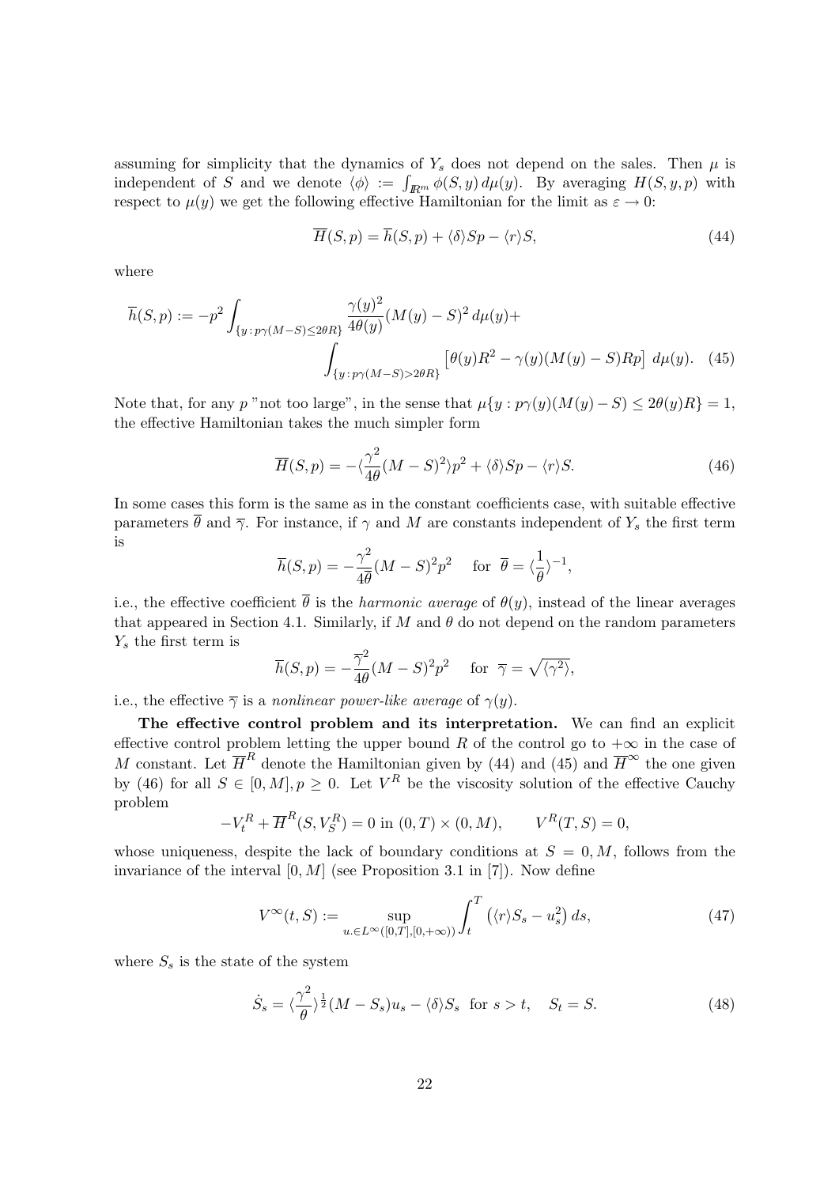assuming for simplicity that the dynamics of $Y_s$ does not depend on the sales. Then $\mu$ is independent of $S$ and we denote $\langle\phi\rangle := \int_{\mathbb{R}^m} \phi(S,y)\, d\mu(y)$. By averaging $H(S,y,p)$ with respect to $\mu(y)$ we get the following effective Hamiltonian for the limit as $\varepsilon \to 0$:

$$\overline{H}(S,p) = \overline{h}(S,p) + \langle\delta\rangle Sp - \langle r\rangle S, \tag{44}$$

where

$$\overline{h}(S,p) := -p^2 \int_{\{y\,:\,p\gamma(M-S)\leq 2\theta R\}} \frac{\gamma(y)^2}{4\theta(y)}(M(y)-S)^2\, d\mu(y) + \int_{\{y\,:\,p\gamma(M-S)>2\theta R\}} \left[\theta(y)R^2 - \gamma(y)(M(y)-S)Rp\right]\, d\mu(y). \tag{45}$$

Note that, for any $p$ "not too large", in the sense that $\mu\{y : p\gamma(y)(M(y)-S) \leq 2\theta(y)R\} = 1$, the effective Hamiltonian takes the much simpler form

$$\overline{H}(S,p) = -\langle\frac{\gamma^2}{4\theta}(M-S)^2\rangle p^2 + \langle\delta\rangle Sp - \langle r\rangle S. \tag{46}$$

In some cases this form is the same as in the constant coefficients case, with suitable effective parameters $\overline{\theta}$ and $\overline{\gamma}$. For instance, if $\gamma$ and $M$ are constants independent of $Y_s$ the first term is

$$\overline{h}(S,p) = -\frac{\gamma^2}{4\overline{\theta}}(M-S)^2p^2 \quad \text{ for } \ \overline{\theta} = \langle\frac{1}{\theta}\rangle^{-1},$$

i.e., the effective coefficient $\overline{\theta}$ is the *harmonic average* of $\theta(y)$, instead of the linear averages that appeared in Section 4.1. Similarly, if $M$ and $\theta$ do not depend on the random parameters $Y_s$ the first term is

$$\overline{h}(S,p) = -\frac{\overline{\gamma}^2}{4\theta}(M-S)^2p^2 \quad \text{ for } \ \overline{\gamma} = \sqrt{\langle\gamma^2\rangle},$$

i.e., the effective $\overline{\gamma}$ is a *nonlinear power-like average* of $\gamma(y)$.

**The effective control problem and its interpretation.** We can find an explicit effective control problem letting the upper bound $R$ of the control go to $+\infty$ in the case of $M$ constant. Let $\overline{H}^R$ denote the Hamiltonian given by (44) and (45) and $\overline{H}^\infty$ the one given by (46) for all $S \in [0,M], p \geq 0$. Let $V^R$ be the viscosity solution of the effective Cauchy problem

$$-V^R_t + \overline{H}^R(S, V^R_S) = 0 \text{ in } (0,T)\times(0,M), \qquad V^R(T,S) = 0,$$

whose uniqueness, despite the lack of boundary conditions at $S = 0, M$, follows from the invariance of the interval $[0,M]$ (see Proposition 3.1 in [7]). Now define

$$V^\infty(t,S) := \sup_{u\in L^\infty([0,T],[0,+\infty))} \int_t^T \left(\langle r\rangle S_s - u_s^2\right) ds, \tag{47}$$

where $S_s$ is the state of the system

$$\dot{S}_s = \langle\frac{\gamma^2}{\theta}\rangle^{\frac{1}{2}}(M-S_s)u_s - \langle\delta\rangle S_s \ \text{ for } s>t, \quad S_t = S. \tag{48}$$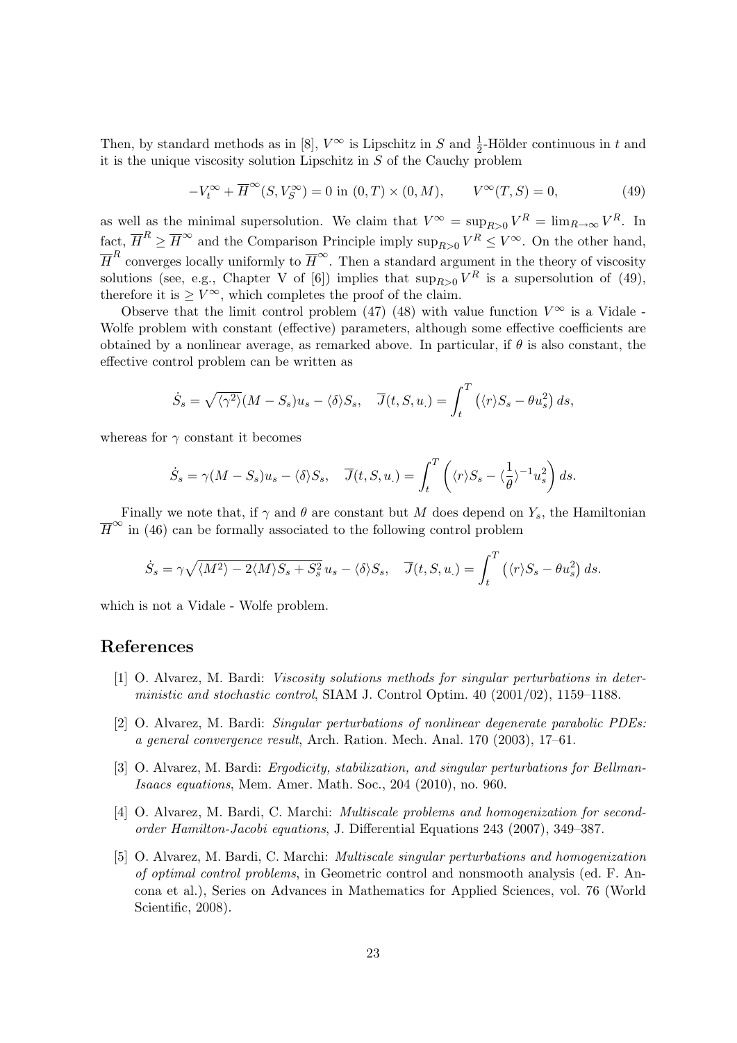Then, by standard methods as in [8], $V^\infty$ is Lipschitz in $S$ and $\frac{1}{2}$-Hölder continuous in $t$ and it is the unique viscosity solution Lipschitz in $S$ of the Cauchy problem

$$-V_t^\infty + \overline{H}^\infty(S, V_S^\infty) = 0 \text{ in } (0,T) \times (0,M), \qquad V^\infty(T,S) = 0, \tag{49}$$

as well as the minimal supersolution. We claim that $V^\infty = \sup_{R>0} V^R = \lim_{R\to\infty} V^R$. In fact, $\overline{H}^R \geq \overline{H}^\infty$ and the Comparison Principle imply $\sup_{R>0} V^R \leq V^\infty$. On the other hand, $\overline{H}^R$ converges locally uniformly to $\overline{H}^\infty$. Then a standard argument in the theory of viscosity solutions (see, e.g., Chapter V of [6]) implies that $\sup_{R>0} V^R$ is a supersolution of (49), therefore it is $\geq V^\infty$, which completes the proof of the claim.

Observe that the limit control problem (47) (48) with value function $V^\infty$ is a Vidale - Wolfe problem with constant (effective) parameters, although some effective coefficients are obtained by a nonlinear average, as remarked above. In particular, if $\theta$ is also constant, the effective control problem can be written as

$$\dot{S}_s = \sqrt{\langle \gamma^2 \rangle}(M - S_s)u_s - \langle \delta \rangle S_s, \quad \overline{J}(t, S, u_\cdot) = \int_t^T \left( \langle r \rangle S_s - \theta u_s^2 \right) ds,$$

whereas for $\gamma$ constant it becomes

$$\dot{S}_s = \gamma(M - S_s)u_s - \langle \delta \rangle S_s, \quad \overline{J}(t, S, u_\cdot) = \int_t^T \left( \langle r \rangle S_s - \langle \frac{1}{\theta} \rangle^{-1} u_s^2 \right) ds.$$

Finally we note that, if $\gamma$ and $\theta$ are constant but $M$ does depend on $Y_s$, the Hamiltonian $\overline{H}^\infty$ in (46) can be formally associated to the following control problem

$$\dot{S}_s = \gamma \sqrt{\langle M^2 \rangle - 2\langle M \rangle S_s + S_s^2}\, u_s - \langle \delta \rangle S_s, \quad \overline{J}(t, S, u_\cdot) = \int_t^T \left( \langle r \rangle S_s - \theta u_s^2 \right) ds.$$

which is not a Vidale - Wolfe problem.

# References

[1] O. Alvarez, M. Bardi: *Viscosity solutions methods for singular perturbations in deterministic and stochastic control*, SIAM J. Control Optim. 40 (2001/02), 1159–1188.

[2] O. Alvarez, M. Bardi: *Singular perturbations of nonlinear degenerate parabolic PDEs: a general convergence result*, Arch. Ration. Mech. Anal. 170 (2003), 17–61.

[3] O. Alvarez, M. Bardi: *Ergodicity, stabilization, and singular perturbations for Bellman-Isaacs equations*, Mem. Amer. Math. Soc., 204 (2010), no. 960.

[4] O. Alvarez, M. Bardi, C. Marchi: *Multiscale problems and homogenization for second-order Hamilton-Jacobi equations*, J. Differential Equations 243 (2007), 349–387.

[5] O. Alvarez, M. Bardi, C. Marchi: *Multiscale singular perturbations and homogenization of optimal control problems*, in Geometric control and nonsmooth analysis (ed. F. Ancona et al.), Series on Advances in Mathematics for Applied Sciences, vol. 76 (World Scientific, 2008).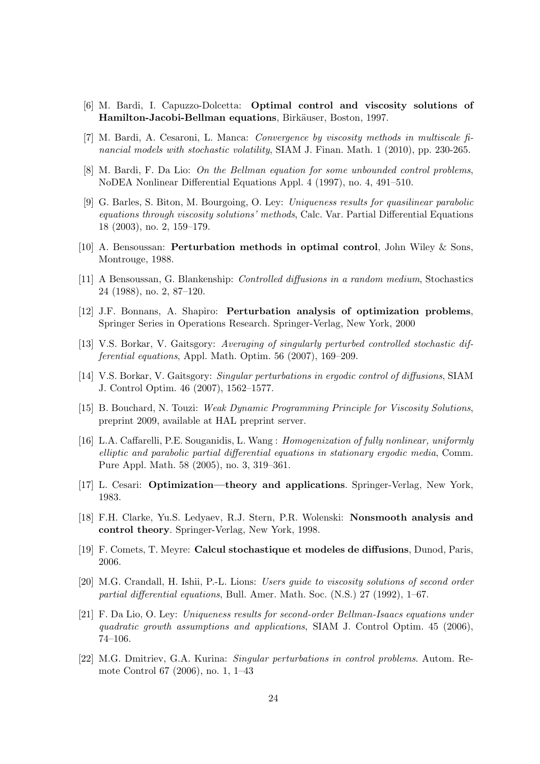[6] M. Bardi, I. Capuzzo-Dolcetta: **Optimal control and viscosity solutions of Hamilton-Jacobi-Bellman equations**, Birkäuser, Boston, 1997.

[7] M. Bardi, A. Cesaroni, L. Manca: *Convergence by viscosity methods in multiscale financial models with stochastic volatility*, SIAM J. Finan. Math. 1 (2010), pp. 230-265.

[8] M. Bardi, F. Da Lio: *On the Bellman equation for some unbounded control problems*, NoDEA Nonlinear Differential Equations Appl. 4 (1997), no. 4, 491–510.

[9] G. Barles, S. Biton, M. Bourgoing, O. Ley: *Uniqueness results for quasilinear parabolic equations through viscosity solutions' methods*, Calc. Var. Partial Differential Equations 18 (2003), no. 2, 159–179.

[10] A. Bensoussan: **Perturbation methods in optimal control**, John Wiley & Sons, Montrouge, 1988.

[11] A Bensoussan, G. Blankenship: *Controlled diffusions in a random medium*, Stochastics 24 (1988), no. 2, 87–120.

[12] J.F. Bonnans, A. Shapiro: **Perturbation analysis of optimization problems**, Springer Series in Operations Research. Springer-Verlag, New York, 2000

[13] V.S. Borkar, V. Gaitsgory: *Averaging of singularly perturbed controlled stochastic differential equations*, Appl. Math. Optim. 56 (2007), 169–209.

[14] V.S. Borkar, V. Gaitsgory: *Singular perturbations in ergodic control of diffusions*, SIAM J. Control Optim. 46 (2007), 1562–1577.

[15] B. Bouchard, N. Touzi: *Weak Dynamic Programming Principle for Viscosity Solutions*, preprint 2009, available at HAL preprint server.

[16] L.A. Caffarelli, P.E. Souganidis, L. Wang : *Homogenization of fully nonlinear, uniformly elliptic and parabolic partial differential equations in stationary ergodic media*, Comm. Pure Appl. Math. 58 (2005), no. 3, 319–361.

[17] L. Cesari: **Optimization—theory and applications**. Springer-Verlag, New York, 1983.

[18] F.H. Clarke, Yu.S. Ledyaev, R.J. Stern, P.R. Wolenski: **Nonsmooth analysis and control theory**. Springer-Verlag, New York, 1998.

[19] F. Comets, T. Meyre: **Calcul stochastique et modeles de diffusions**, Dunod, Paris, 2006.

[20] M.G. Crandall, H. Ishii, P.-L. Lions: *Users guide to viscosity solutions of second order partial differential equations*, Bull. Amer. Math. Soc. (N.S.) 27 (1992), 1–67.

[21] F. Da Lio, O. Ley: *Uniqueness results for second-order Bellman-Isaacs equations under quadratic growth assumptions and applications*, SIAM J. Control Optim. 45 (2006), 74–106.

[22] M.G. Dmitriev, G.A. Kurina: *Singular perturbations in control problems*. Autom. Remote Control 67 (2006), no. 1, 1–43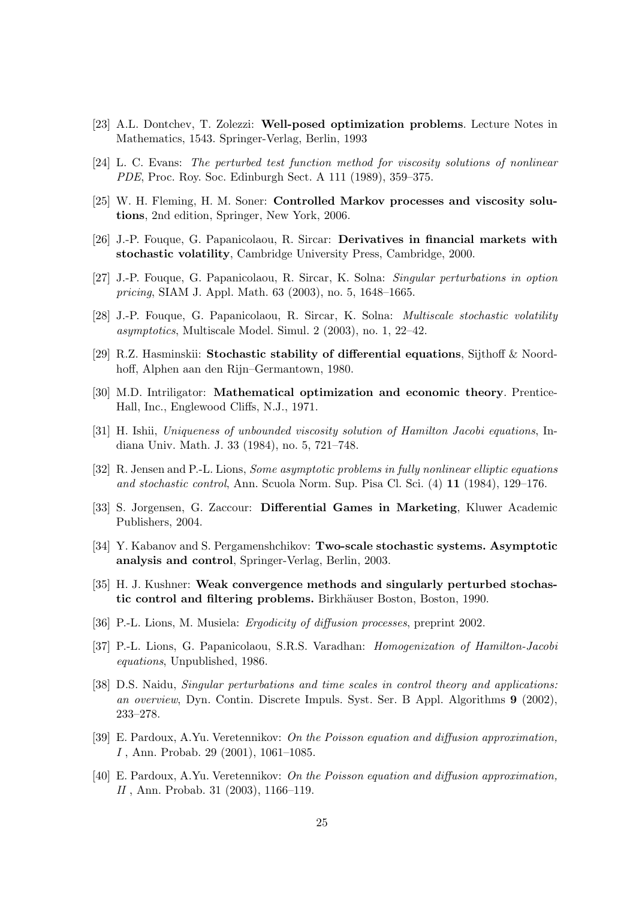[23] A.L. Dontchev, T. Zolezzi: **Well-posed optimization problems**. Lecture Notes in Mathematics, 1543. Springer-Verlag, Berlin, 1993

[24] L. C. Evans: *The perturbed test function method for viscosity solutions of nonlinear PDE*, Proc. Roy. Soc. Edinburgh Sect. A 111 (1989), 359–375.

[25] W. H. Fleming, H. M. Soner: **Controlled Markov processes and viscosity solutions**, 2nd edition, Springer, New York, 2006.

[26] J.-P. Fouque, G. Papanicolaou, R. Sircar: **Derivatives in financial markets with stochastic volatility**, Cambridge University Press, Cambridge, 2000.

[27] J.-P. Fouque, G. Papanicolaou, R. Sircar, K. Solna: *Singular perturbations in option pricing*, SIAM J. Appl. Math. 63 (2003), no. 5, 1648–1665.

[28] J.-P. Fouque, G. Papanicolaou, R. Sircar, K. Solna: *Multiscale stochastic volatility asymptotics*, Multiscale Model. Simul. 2 (2003), no. 1, 22–42.

[29] R.Z. Hasminskii: **Stochastic stability of differential equations**, Sijthoff & Noordhoff, Alphen aan den Rijn–Germantown, 1980.

[30] M.D. Intriligator: **Mathematical optimization and economic theory**. Prentice-Hall, Inc., Englewood Cliffs, N.J., 1971.

[31] H. Ishii, *Uniqueness of unbounded viscosity solution of Hamilton Jacobi equations*, Indiana Univ. Math. J. 33 (1984), no. 5, 721–748.

[32] R. Jensen and P.-L. Lions, *Some asymptotic problems in fully nonlinear elliptic equations and stochastic control*, Ann. Scuola Norm. Sup. Pisa Cl. Sci. (4) **11** (1984), 129–176.

[33] S. Jorgensen, G. Zaccour: **Differential Games in Marketing**, Kluwer Academic Publishers, 2004.

[34] Y. Kabanov and S. Pergamenshchikov: **Two-scale stochastic systems. Asymptotic analysis and control**, Springer-Verlag, Berlin, 2003.

[35] H. J. Kushner: **Weak convergence methods and singularly perturbed stochastic control and filtering problems.** Birkhäuser Boston, Boston, 1990.

[36] P.-L. Lions, M. Musiela: *Ergodicity of diffusion processes*, preprint 2002.

[37] P.-L. Lions, G. Papanicolaou, S.R.S. Varadhan: *Homogenization of Hamilton-Jacobi equations*, Unpublished, 1986.

[38] D.S. Naidu, *Singular perturbations and time scales in control theory and applications: an overview*, Dyn. Contin. Discrete Impuls. Syst. Ser. B Appl. Algorithms **9** (2002), 233–278.

[39] E. Pardoux, A.Yu. Veretennikov: *On the Poisson equation and diffusion approximation, I* , Ann. Probab. 29 (2001), 1061–1085.

[40] E. Pardoux, A.Yu. Veretennikov: *On the Poisson equation and diffusion approximation, II* , Ann. Probab. 31 (2003), 1166–119.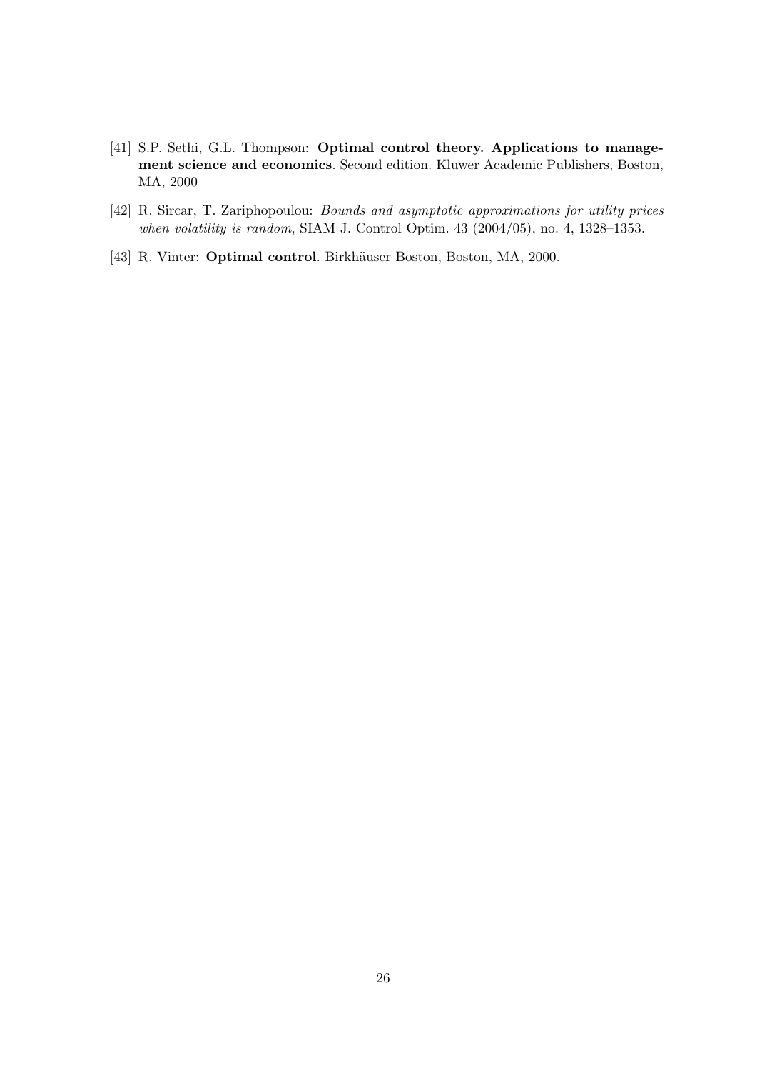[41] S.P. Sethi, G.L. Thompson: **Optimal control theory. Applications to management science and economics**. Second edition. Kluwer Academic Publishers, Boston, MA, 2000

[42] R. Sircar, T. Zariphopoulou: *Bounds and asymptotic approximations for utility prices when volatility is random*, SIAM J. Control Optim. 43 (2004/05), no. 4, 1328–1353.

[43] R. Vinter: **Optimal control**. Birkhäuser Boston, Boston, MA, 2000.